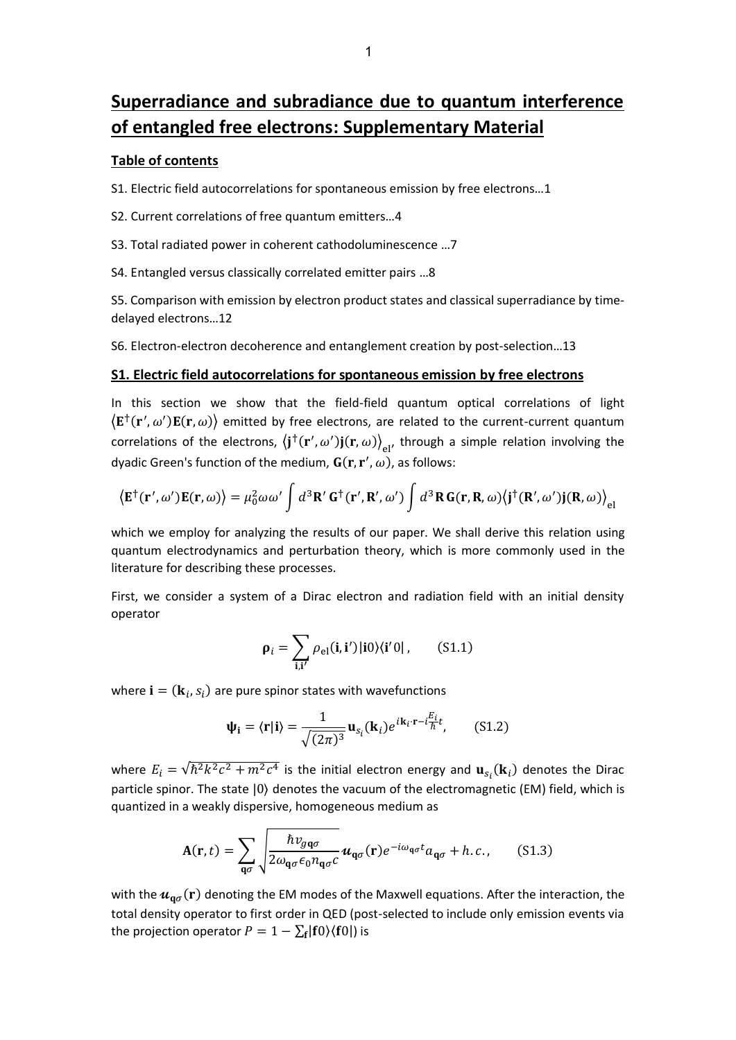# Superradiance and subradiance due to quantum interference of entangled free electrons: Supplementary Material

**Table of contents**

S1. Electric field autocorrelations for spontaneous emission by free electrons…1

S2. Current correlations of free quantum emitters…4

S3. Total radiated power in coherent cathodoluminescence …7

S4. Entangled versus classically correlated emitter pairs …8

S5. Comparison with emission by electron product states and classical superradiance by time-delayed electrons…12

S6. Electron-electron decoherence and entanglement creation by post-selection…13

## S1. Electric field autocorrelations for spontaneous emission by free electrons

In this section we show that the field-field quantum optical correlations of light $\langle \mathbf{E}^{\dagger}(\mathbf{r}',\omega')\mathbf{E}(\mathbf{r},\omega)\rangle$ emitted by free electrons, are related to the current-current quantum correlations of the electrons, $\langle \mathbf{j}^{\dagger}(\mathbf{r}',\omega')\mathbf{j}(\mathbf{r},\omega)\rangle_{\mathrm{el}}$, through a simple relation involving the dyadic Green's function of the medium, $\mathbf{G}(\mathbf{r},\mathbf{r}',\omega)$, as follows:

$$\langle \mathbf{E}^{\dagger}(\mathbf{r}',\omega')\mathbf{E}(\mathbf{r},\omega)\rangle = \mu_0^2\omega\omega' \int d^3\mathbf{R}'\, \mathbf{G}^{\dagger}(\mathbf{r}',\mathbf{R}',\omega') \int d^3\mathbf{R}\, \mathbf{G}(\mathbf{r},\mathbf{R},\omega)\langle \mathbf{j}^{\dagger}(\mathbf{R}',\omega')\mathbf{j}(\mathbf{R},\omega)\rangle_{\mathrm{el}}$$

which we employ for analyzing the results of our paper. We shall derive this relation using quantum electrodynamics and perturbation theory, which is more commonly used in the literature for describing these processes.

First, we consider a system of a Dirac electron and radiation field with an initial density operator

$$\boldsymbol{\rho}_i = \sum_{\mathbf{i},\mathbf{i}'} \rho_{\mathrm{el}}(\mathbf{i},\mathbf{i}')|\mathbf{i}0\rangle\langle \mathbf{i}'0|\,, \qquad \text{(S1.1)}$$

where $\mathbf{i} = (\mathbf{k}_i, s_i)$ are pure spinor states with wavefunctions

$$\boldsymbol{\psi}_{\mathbf{i}} = \langle \mathbf{r}|\mathbf{i}\rangle = \frac{1}{\sqrt{(2\pi)^3}}\mathbf{u}_{s_i}(\mathbf{k}_i)e^{i\mathbf{k}_i\cdot\mathbf{r}-i\frac{E_i}{\hbar}t}, \qquad \text{(S1.2)}$$

where $E_i = \sqrt{\hbar^2k^2c^2 + m^2c^4}$ is the initial electron energy and $\mathbf{u}_{s_i}(\mathbf{k}_i)$ denotes the Dirac particle spinor. The state $|0\rangle$ denotes the vacuum of the electromagnetic (EM) field, which is quantized in a weakly dispersive, homogeneous medium as

$$\mathbf{A}(\mathbf{r},t) = \sum_{\mathbf{q}\sigma}\sqrt{\frac{\hbar v_{g\mathbf{q}\sigma}}{2\omega_{\mathbf{q}\sigma}\epsilon_0 n_{\mathbf{q}\sigma}c}}\,\boldsymbol{u}_{\mathbf{q}\sigma}(\mathbf{r})e^{-i\omega_{\mathbf{q}\sigma}t}a_{\mathbf{q}\sigma} + h.c., \qquad \text{(S1.3)}$$

with the $\boldsymbol{u}_{\mathbf{q}\sigma}(\mathbf{r})$ denoting the EM modes of the Maxwell equations. After the interaction, the total density operator to first order in QED (post-selected to include only emission events via the projection operator $P = 1 - \sum_{\mathbf{f}}|\mathbf{f}0\rangle\langle \mathbf{f}0|$) is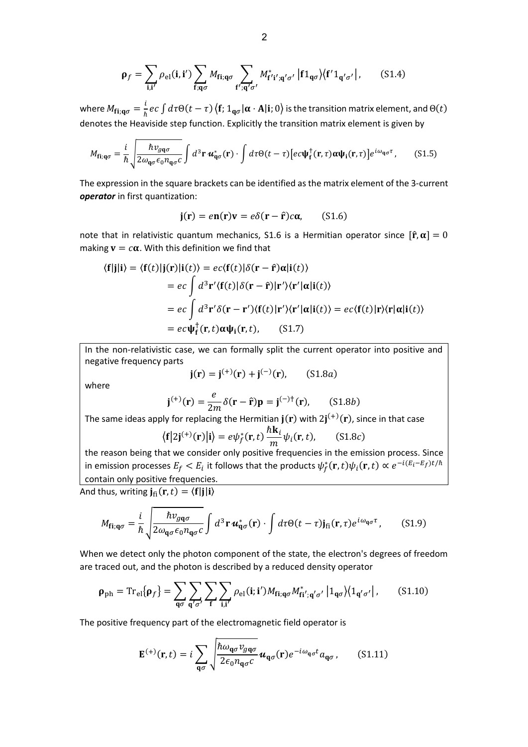$$\boldsymbol{\rho}_f = \sum_{\mathbf{i},\mathbf{i}'} \rho_{\text{el}}(\mathbf{i},\mathbf{i}') \sum_{\mathbf{f};\mathbf{q}\sigma} M_{\mathbf{fi};\mathbf{q}\sigma} \sum_{\mathbf{f}';\mathbf{q}'\sigma'} M^*_{\mathbf{f}'\mathbf{i}';\mathbf{q}'\sigma'} \left|\mathbf{f}1_{\mathbf{q}\sigma}\right\rangle\!\left\langle \mathbf{f}' 1_{\mathbf{q}'\sigma'}\right|, \qquad \text{(S1.4)}$$

where $M_{\mathbf{fi};\mathbf{q}\sigma} = \frac{i}{\hbar} ec \int d\tau \Theta(t-\tau) \left\langle \mathbf{f}; 1_{\mathbf{q}\sigma} \middle| \boldsymbol{\alpha}\cdot\mathbf{A} \middle| \mathbf{i}; 0\right\rangle$ is the transition matrix element, and $\Theta(t)$ denotes the Heaviside step function. Explicitly the transition matrix element is given by

$$M_{\mathbf{fi};\mathbf{q}\sigma} = \frac{i}{\hbar}\sqrt{\frac{\hbar v_{g\mathbf{q}\sigma}}{2\omega_{\mathbf{q}\sigma}\epsilon_0 n_{\mathbf{q}\sigma} c}} \int d^3\mathbf{r}\, \boldsymbol{u}^*_{\mathbf{q}\sigma}(\mathbf{r}) \cdot \int d\tau \Theta(t-\tau) \left[ec \boldsymbol{\psi}^\dagger_{\mathbf{f}}(\mathbf{r},\tau)\boldsymbol{\alpha}\boldsymbol{\psi}_{\mathbf{i}}(\mathbf{r},\tau)\right] e^{i\omega_{\mathbf{q}\sigma}\tau}, \qquad \text{(S1.5)}$$

The expression in the square brackets can be identified as the matrix element of the 3-current ***operator*** in first quantization:

$$\mathbf{j}(\mathbf{r}) = e\mathbf{n}(\mathbf{r})\mathbf{v} = e\delta(\mathbf{r}-\hat{\mathbf{r}})c\boldsymbol{\alpha}, \qquad \text{(S1.6)}$$

note that in relativistic quantum mechanics, S1.6 is a Hermitian operator since $[\hat{\mathbf{r}},\boldsymbol{\alpha}] = 0$ making $\mathbf{v} = c\boldsymbol{\alpha}$. With this definition we find that

$$\begin{aligned}
\langle \mathbf{f}|\mathbf{j}|\mathbf{i}\rangle = \langle \mathbf{f}(t)|\mathbf{j}(\mathbf{r})|\mathbf{i}(t)\rangle &= ec\langle \mathbf{f}(t)|\delta(\mathbf{r}-\hat{\mathbf{r}})\boldsymbol{\alpha}|\mathbf{i}(t)\rangle \\
&= ec\int d^3\mathbf{r}' \langle \mathbf{f}(t)|\delta(\mathbf{r}-\hat{\mathbf{r}})|\mathbf{r}'\rangle\langle \mathbf{r}'|\boldsymbol{\alpha}|\mathbf{i}(t)\rangle \\
&= ec\int d^3\mathbf{r}' \delta(\mathbf{r}-\mathbf{r}')\langle \mathbf{f}(t)|\mathbf{r}'\rangle\langle \mathbf{r}'|\boldsymbol{\alpha}|\mathbf{i}(t)\rangle = ec\langle \mathbf{f}(t)|\mathbf{r}\rangle\langle \mathbf{r}|\boldsymbol{\alpha}|\mathbf{i}(t)\rangle \\
&= ec\boldsymbol{\psi}^\dagger_{\mathbf{f}}(\mathbf{r},t)\boldsymbol{\alpha}\boldsymbol{\psi}_{\mathbf{i}}(\mathbf{r},t), \qquad \text{(S1.7)}
\end{aligned}$$

In the non-relativistic case, we can formally split the current operator into positive and negative frequency parts

$$\mathbf{j}(\mathbf{r}) = \mathbf{j}^{(+)}(\mathbf{r}) + \mathbf{j}^{(-)}(\mathbf{r}), \qquad \text{(S1.8}a\text{)}$$

where

$$\mathbf{j}^{(+)}(\mathbf{r}) = \frac{e}{2m}\delta(\mathbf{r}-\hat{\mathbf{r}})\mathbf{p} = \mathbf{j}^{(-)\dagger}(\mathbf{r}), \qquad \text{(S1.8}b\text{)}$$

The same ideas apply for replacing the Hermitian $\mathbf{j}(\mathbf{r})$ with $2\mathbf{j}^{(+)}(\mathbf{r})$, since in that case

$$\left\langle \mathbf{f}\middle|2\mathbf{j}^{(+)}(\mathbf{r})\middle|\mathbf{i}\right\rangle = e\psi^*_f(\mathbf{r},t)\frac{\hbar\mathbf{k}_i}{m}\psi_i(\mathbf{r},t), \qquad \text{(S1.8}c\text{)}$$

the reason being that we consider only positive frequencies in the emission process. Since in emission processes $E_f < E_i$ it follows that the products $\psi^*_f(\mathbf{r},t)\psi_i(\mathbf{r},t) \propto e^{-i(E_i-E_f)t/\hbar}$ contain only positive frequencies.

And thus, writing $\mathbf{j}_{\text{fi}}(\mathbf{r},t) = \langle \mathbf{f}|\mathbf{j}|\mathbf{i}\rangle$

$$M_{\mathbf{fi};\mathbf{q}\sigma} = \frac{i}{\hbar}\sqrt{\frac{\hbar v_{g\mathbf{q}\sigma}}{2\omega_{\mathbf{q}\sigma}\epsilon_0 n_{\mathbf{q}\sigma} c}} \int d^3\mathbf{r}\, \boldsymbol{u}^*_{\mathbf{q}\sigma}(\mathbf{r}) \cdot \int d\tau \Theta(t-\tau)\mathbf{j}_{\text{fi}}(\mathbf{r},\tau) e^{i\omega_{\mathbf{q}\sigma}\tau}, \qquad \text{(S1.9)}$$

When we detect only the photon component of the state, the electron's degrees of freedom are traced out, and the photon is described by a reduced density operator

$$\boldsymbol{\rho}_{\text{ph}} = \text{Tr}_{\text{el}}\{\boldsymbol{\rho}_f\} = \sum_{\mathbf{q}\sigma}\sum_{\mathbf{q}'\sigma'}\sum_{\mathbf{f}}\sum_{\mathbf{i},\mathbf{i}'} \rho_{\text{el}}(\mathbf{i};\mathbf{i}') M_{\mathbf{fi};\mathbf{q}\sigma} M^*_{\mathbf{fi}';\mathbf{q}'\sigma'} \left|1_{\mathbf{q}\sigma}\right\rangle\!\left\langle 1_{\mathbf{q}'\sigma'}\right|, \qquad \text{(S1.10)}$$

The positive frequency part of the electromagnetic field operator is

$$\mathbf{E}^{(+)}(\mathbf{r},t) = i\sum_{\mathbf{q}\sigma}\sqrt{\frac{\hbar\omega_{\mathbf{q}\sigma} v_{g\mathbf{q}\sigma}}{2\epsilon_0 n_{\mathbf{q}\sigma} c}}\boldsymbol{u}_{\mathbf{q}\sigma}(\mathbf{r}) e^{-i\omega_{\mathbf{q}\sigma}t} a_{\mathbf{q}\sigma}, \qquad \text{(S1.11)}$$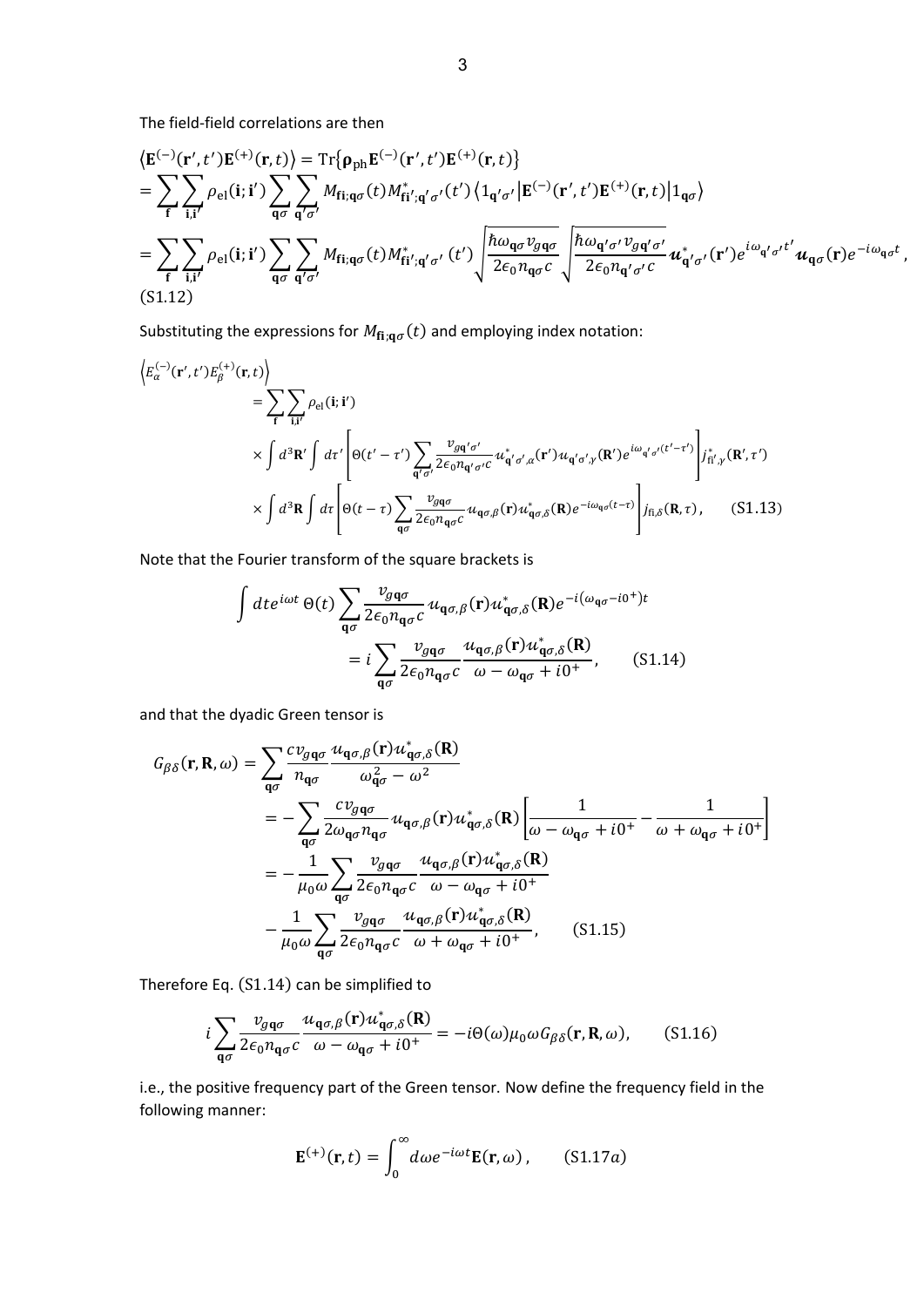The field-field correlations are then

$$
\begin{aligned}
&\left\langle \mathbf{E}^{(-)}(\mathbf{r}',t')\mathbf{E}^{(+)}(\mathbf{r},t)\right\rangle = \mathrm{Tr}\{\boldsymbol{\rho}_{\mathrm{ph}}\mathbf{E}^{(-)}(\mathbf{r}',t')\mathbf{E}^{(+)}(\mathbf{r},t)\} \\
&= \sum_{\mathbf{f}}\sum_{\mathbf{i},\mathbf{i}'}\rho_{\mathrm{el}}(\mathbf{i};\mathbf{i}')\sum_{\mathbf{q}\sigma}\sum_{\mathbf{q}'\sigma'} M_{\mathbf{fi};\mathbf{q}\sigma}(t)M^{*}_{\mathbf{fi}';\mathbf{q}'\sigma'}(t')\left\langle 1_{\mathbf{q}'\sigma'}\middle|\mathbf{E}^{(-)}(\mathbf{r}',t')\mathbf{E}^{(+)}(\mathbf{r},t)\middle|1_{\mathbf{q}\sigma}\right\rangle \\
&= \sum_{\mathbf{f}}\sum_{\mathbf{i},\mathbf{i}'}\rho_{\mathrm{el}}(\mathbf{i};\mathbf{i}')\sum_{\mathbf{q}\sigma}\sum_{\mathbf{q}'\sigma'} M_{\mathbf{fi};\mathbf{q}\sigma}(t)M^{*}_{\mathbf{fi}';\mathbf{q}'\sigma'}(t')\sqrt{\frac{\hbar\omega_{\mathbf{q}\sigma}v_{g\mathbf{q}\sigma}}{2\epsilon_0 n_{\mathbf{q}\sigma}c}}\sqrt{\frac{\hbar\omega_{\mathbf{q}'\sigma'}v_{g\mathbf{q}'\sigma'}}{2\epsilon_0 n_{\mathbf{q}'\sigma'}c}}\boldsymbol{u}^{*}_{\mathbf{q}'\sigma'}(\mathbf{r}')e^{i\omega_{\mathbf{q}'\sigma'}t'}\boldsymbol{u}_{\mathbf{q}\sigma}(\mathbf{r})e^{-i\omega_{\mathbf{q}\sigma}t},
\end{aligned}
$$

(S1.12)

Substituting the expressions for $M_{\mathbf{fi};\mathbf{q}\sigma}(t)$ and employing index notation:

$$
\begin{aligned}
\left\langle E^{(-)}_{\alpha}(\mathbf{r}',t')E^{(+)}_{\beta}(\mathbf{r},t)\right\rangle
&= \sum_{\mathbf{f}}\sum_{\mathbf{i},\mathbf{i}'}\rho_{\mathrm{el}}(\mathbf{i};\mathbf{i}') \\
&\times \int d^3\mathbf{R}'\int d\tau'\left[\Theta(t'-\tau')\sum_{\mathbf{q}'\sigma'}\frac{v_{g\mathbf{q}'\sigma'}}{2\epsilon_0 n_{\mathbf{q}'\sigma'}c}u^{*}_{\mathbf{q}'\sigma',\alpha}(\mathbf{r}')u_{\mathbf{q}'\sigma',\gamma}(\mathbf{R}')e^{i\omega_{\mathbf{q}'\sigma'}(t'-\tau')}\right]j^{*}_{\mathrm{fi}',\gamma}(\mathbf{R}',\tau') \\
&\times \int d^3\mathbf{R}\int d\tau\left[\Theta(t-\tau)\sum_{\mathbf{q}\sigma}\frac{v_{g\mathbf{q}\sigma}}{2\epsilon_0 n_{\mathbf{q}\sigma}c}u_{\mathbf{q}\sigma,\beta}(\mathbf{r})u^{*}_{\mathbf{q}\sigma,\delta}(\mathbf{R})e^{-i\omega_{\mathbf{q}\sigma}(t-\tau)}\right]j_{\mathrm{fi},\delta}(\mathbf{R},\tau), \qquad (S1.13)
\end{aligned}
$$

Note that the Fourier transform of the square brackets is

$$
\begin{aligned}
\int dt e^{i\omega t}\,\Theta(t)\sum_{\mathbf{q}\sigma}\frac{v_{g\mathbf{q}\sigma}}{2\epsilon_0 n_{\mathbf{q}\sigma}c}u_{\mathbf{q}\sigma,\beta}(\mathbf{r})u^{*}_{\mathbf{q}\sigma,\delta}(\mathbf{R})e^{-i(\omega_{\mathbf{q}\sigma}-i0^+)t} \\
= i\sum_{\mathbf{q}\sigma}\frac{v_{g\mathbf{q}\sigma}}{2\epsilon_0 n_{\mathbf{q}\sigma}c}\frac{u_{\mathbf{q}\sigma,\beta}(\mathbf{r})u^{*}_{\mathbf{q}\sigma,\delta}(\mathbf{R})}{\omega-\omega_{\mathbf{q}\sigma}+i0^+}, \qquad (S1.14)
\end{aligned}
$$

and that the dyadic Green tensor is

$$
\begin{aligned}
G_{\beta\delta}(\mathbf{r},\mathbf{R},\omega) &= \sum_{\mathbf{q}\sigma}\frac{cv_{g\mathbf{q}\sigma}}{n_{\mathbf{q}\sigma}}\frac{u_{\mathbf{q}\sigma,\beta}(\mathbf{r})u^{*}_{\mathbf{q}\sigma,\delta}(\mathbf{R})}{\omega^2_{\mathbf{q}\sigma}-\omega^2} \\
&= -\sum_{\mathbf{q}\sigma}\frac{cv_{g\mathbf{q}\sigma}}{2\omega_{\mathbf{q}\sigma}n_{\mathbf{q}\sigma}}u_{\mathbf{q}\sigma,\beta}(\mathbf{r})u^{*}_{\mathbf{q}\sigma,\delta}(\mathbf{R})\left[\frac{1}{\omega-\omega_{\mathbf{q}\sigma}+i0^+}-\frac{1}{\omega+\omega_{\mathbf{q}\sigma}+i0^+}\right] \\
&= -\frac{1}{\mu_0\omega}\sum_{\mathbf{q}\sigma}\frac{v_{g\mathbf{q}\sigma}}{2\epsilon_0 n_{\mathbf{q}\sigma}c}\frac{u_{\mathbf{q}\sigma,\beta}(\mathbf{r})u^{*}_{\mathbf{q}\sigma,\delta}(\mathbf{R})}{\omega-\omega_{\mathbf{q}\sigma}+i0^+} \\
&\quad -\frac{1}{\mu_0\omega}\sum_{\mathbf{q}\sigma}\frac{v_{g\mathbf{q}\sigma}}{2\epsilon_0 n_{\mathbf{q}\sigma}c}\frac{u_{\mathbf{q}\sigma,\beta}(\mathbf{r})u^{*}_{\mathbf{q}\sigma,\delta}(\mathbf{R})}{\omega+\omega_{\mathbf{q}\sigma}+i0^+}, \qquad (S1.15)
\end{aligned}
$$

Therefore Eq. (S1.14) can be simplified to

$$
i\sum_{\mathbf{q}\sigma}\frac{v_{g\mathbf{q}\sigma}}{2\epsilon_0 n_{\mathbf{q}\sigma}c}\frac{u_{\mathbf{q}\sigma,\beta}(\mathbf{r})u^{*}_{\mathbf{q}\sigma,\delta}(\mathbf{R})}{\omega-\omega_{\mathbf{q}\sigma}+i0^+} = -i\Theta(\omega)\mu_0\omega G_{\beta\delta}(\mathbf{r},\mathbf{R},\omega), \qquad (S1.16)
$$

i.e., the positive frequency part of the Green tensor. Now define the frequency field in the following manner:

$$
\mathbf{E}^{(+)}(\mathbf{r},t) = \int_0^{\infty} d\omega e^{-i\omega t}\mathbf{E}(\mathbf{r},\omega), \qquad (S1.17a)
$$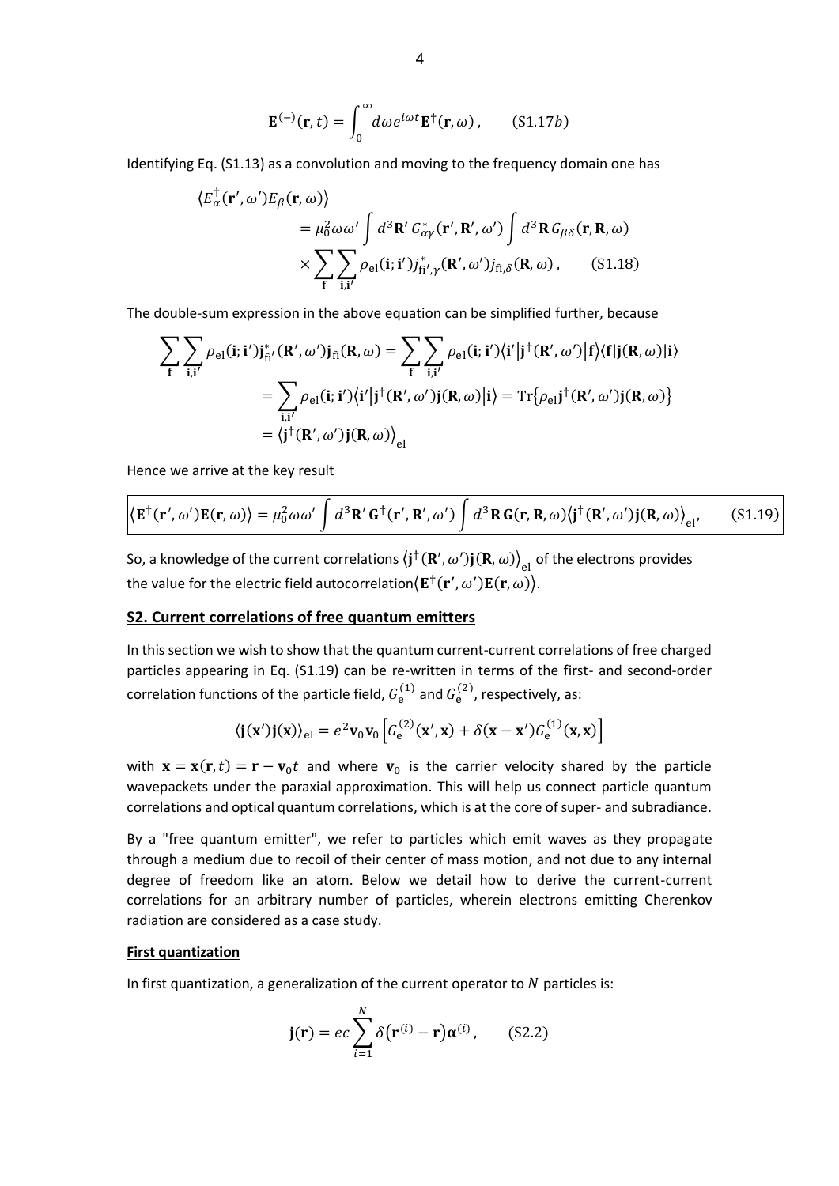$$\mathbf{E}^{(-)}(\mathbf{r},t) = \int_0^\infty d\omega e^{i\omega t}\mathbf{E}^\dagger(\mathbf{r},\omega)\,, \qquad (\mathrm{S}1.17b)$$

Identifying Eq. (S1.13) as a convolution and moving to the frequency domain one has

$$\begin{aligned}\left\langle E_\alpha^\dagger(\mathbf{r}',\omega')E_\beta(\mathbf{r},\omega)\right\rangle &= \mu_0^2\omega\omega'\int d^3\mathbf{R}'\,G_{\alpha\gamma}^*(\mathbf{r}',\mathbf{R}',\omega')\int d^3\mathbf{R}\,G_{\beta\delta}(\mathbf{r},\mathbf{R},\omega)\\ &\times\sum_{\mathbf{f}}\sum_{\mathbf{i},\mathbf{i}'}\rho_{\mathrm{el}}(\mathbf{i};\mathbf{i}')j_{\mathrm{fi}',\gamma}^*(\mathbf{R}',\omega')j_{\mathrm{fi},\delta}(\mathbf{R},\omega)\,, \qquad (\mathrm{S}1.18)\end{aligned}$$

The double-sum expression in the above equation can be simplified further, because

$$\begin{aligned}\sum_{\mathbf{f}}\sum_{\mathbf{i},\mathbf{i}'}\rho_{\mathrm{el}}(\mathbf{i};\mathbf{i}')\mathbf{j}_{\mathrm{fi}'}^*(\mathbf{R}',\omega')\mathbf{j}_{\mathrm{fi}}(\mathbf{R},\omega) &= \sum_{\mathbf{f}}\sum_{\mathbf{i},\mathbf{i}'}\rho_{\mathrm{el}}(\mathbf{i};\mathbf{i}')\left\langle\mathbf{i}'\middle|\mathbf{j}^\dagger(\mathbf{R}',\omega')\middle|\mathbf{f}\right\rangle\langle\mathbf{f}|\mathbf{j}(\mathbf{R},\omega)|\mathbf{i}\rangle\\ &= \sum_{\mathbf{i},\mathbf{i}'}\rho_{\mathrm{el}}(\mathbf{i};\mathbf{i}')\left\langle\mathbf{i}'\middle|\mathbf{j}^\dagger(\mathbf{R}',\omega')\mathbf{j}(\mathbf{R},\omega)\middle|\mathbf{i}\right\rangle = \mathrm{Tr}\{\rho_{\mathrm{el}}\mathbf{j}^\dagger(\mathbf{R}',\omega')\mathbf{j}(\mathbf{R},\omega)\}\\ &= \left\langle\mathbf{j}^\dagger(\mathbf{R}',\omega')\mathbf{j}(\mathbf{R},\omega)\right\rangle_{\mathrm{el}}\end{aligned}$$

Hence we arrive at the key result

$$\boxed{\left\langle\mathbf{E}^\dagger(\mathbf{r}',\omega')\mathbf{E}(\mathbf{r},\omega)\right\rangle = \mu_0^2\omega\omega'\int d^3\mathbf{R}'\,\mathbf{G}^\dagger(\mathbf{r}',\mathbf{R}',\omega')\int d^3\mathbf{R}\,\mathbf{G}(\mathbf{r},\mathbf{R},\omega)\left\langle\mathbf{j}^\dagger(\mathbf{R}',\omega')\mathbf{j}(\mathbf{R},\omega)\right\rangle_{\mathrm{el}},} \qquad (\mathrm{S}1.19)$$

So, a knowledge of the current correlations $\left\langle\mathbf{j}^\dagger(\mathbf{R}',\omega')\mathbf{j}(\mathbf{R},\omega)\right\rangle_{\mathrm{el}}$ of the electrons provides the value for the electric field autocorrelation $\left\langle\mathbf{E}^\dagger(\mathbf{r}',\omega')\mathbf{E}(\mathbf{r},\omega)\right\rangle$.

## S2. Current correlations of free quantum emitters

In this section we wish to show that the quantum current-current correlations of free charged particles appearing in Eq. (S1.19) can be re-written in terms of the first- and second-order correlation functions of the particle field, $G_{\mathrm{e}}^{(1)}$ and $G_{\mathrm{e}}^{(2)}$, respectively, as:

$$\langle\mathbf{j}(\mathbf{x}')\mathbf{j}(\mathbf{x})\rangle_{\mathrm{el}} = e^2\mathbf{v}_0\mathbf{v}_0\left[G_{\mathrm{e}}^{(2)}(\mathbf{x}',\mathbf{x}) + \delta(\mathbf{x}-\mathbf{x}')G_{\mathrm{e}}^{(1)}(\mathbf{x},\mathbf{x})\right]$$

with $\mathbf{x} = \mathbf{x}(\mathbf{r},t) = \mathbf{r} - \mathbf{v}_0 t$ and where $\mathbf{v}_0$ is the carrier velocity shared by the particle wavepackets under the paraxial approximation. This will help us connect particle quantum correlations and optical quantum correlations, which is at the core of super- and subradiance.

By a "free quantum emitter", we refer to particles which emit waves as they propagate through a medium due to recoil of their center of mass motion, and not due to any internal degree of freedom like an atom. Below we detail how to derive the current-current correlations for an arbitrary number of particles, wherein electrons emitting Cherenkov radiation are considered as a case study.

### First quantization

In first quantization, a generalization of the current operator to $N$ particles is:

$$\mathbf{j}(\mathbf{r}) = ec\sum_{i=1}^N \delta\left(\mathbf{r}^{(i)} - \mathbf{r}\right)\boldsymbol{\alpha}^{(i)}\,, \qquad (\mathrm{S}2.2)$$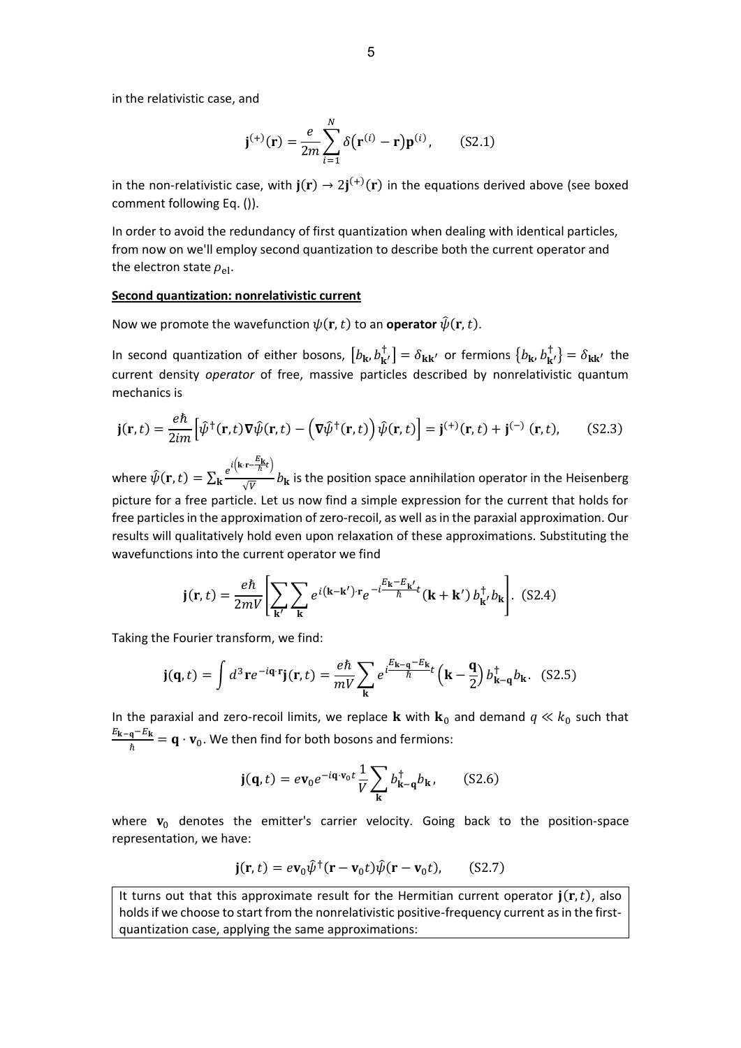in the relativistic case, and

$$\mathbf{j}^{(+)}(\mathbf{r}) = \frac{e}{2m}\sum_{i=1}^{N}\delta\left(\mathbf{r}^{(i)} - \mathbf{r}\right)\mathbf{p}^{(i)}, \qquad \text{(S2.1)}$$

in the non-relativistic case, with $\mathbf{j}(\mathbf{r}) \to 2\mathbf{j}^{(+)}(\mathbf{r})$ in the equations derived above (see boxed comment following Eq. ()).

In order to avoid the redundancy of first quantization when dealing with identical particles, from now on we'll employ second quantization to describe both the current operator and the electron state $\rho_{\text{el}}$.

**Second quantization: nonrelativistic current**

Now we promote the wavefunction $\psi(\mathbf{r}, t)$ to an **operator** $\hat{\psi}(\mathbf{r}, t)$.

In second quantization of either bosons, $\left[b_{\mathbf{k}}, b_{\mathbf{k}'}^{\dagger}\right] = \delta_{\mathbf{k}\mathbf{k}'}$ or fermions $\left\{b_{\mathbf{k}}, b_{\mathbf{k}'}^{\dagger}\right\} = \delta_{\mathbf{k}\mathbf{k}'}$ the current density *operator* of free, massive particles described by nonrelativistic quantum mechanics is

$$\mathbf{j}(\mathbf{r}, t) = \frac{e\hbar}{2im}\left[\hat{\psi}^{\dagger}(\mathbf{r}, t)\nabla\hat{\psi}(\mathbf{r}, t) - \left(\nabla\hat{\psi}^{\dagger}(\mathbf{r}, t)\right)\hat{\psi}(\mathbf{r}, t)\right] = \mathbf{j}^{(+)}(\mathbf{r}, t) + \mathbf{j}^{(-)}(\mathbf{r}, t), \qquad \text{(S2.3)}$$

where $\hat{\psi}(\mathbf{r}, t) = \sum_{\mathbf{k}} \frac{e^{i\left(\mathbf{k}\cdot\mathbf{r} - \frac{E_{\mathbf{k}}}{\hbar}t\right)}}{\sqrt{V}} b_{\mathbf{k}}$ is the position space annihilation operator in the Heisenberg picture for a free particle. Let us now find a simple expression for the current that holds for free particles in the approximation of zero-recoil, as well as in the paraxial approximation. Our results will qualitatively hold even upon relaxation of these approximations. Substituting the wavefunctions into the current operator we find

$$\mathbf{j}(\mathbf{r}, t) = \frac{e\hbar}{2mV}\left[\sum_{\mathbf{k}'}\sum_{\mathbf{k}} e^{i(\mathbf{k}-\mathbf{k}')\cdot\mathbf{r}} e^{-i\frac{E_{\mathbf{k}} - E_{\mathbf{k}'}}{\hbar}t}(\mathbf{k} + \mathbf{k}')\, b_{\mathbf{k}'}^{\dagger} b_{\mathbf{k}}\right]. \quad \text{(S2.4)}$$

Taking the Fourier transform, we find:

$$\mathbf{j}(\mathbf{q}, t) = \int d^3\mathbf{r}\, e^{-i\mathbf{q}\cdot\mathbf{r}}\mathbf{j}(\mathbf{r}, t) = \frac{e\hbar}{mV}\sum_{\mathbf{k}} e^{i\frac{E_{\mathbf{k}-\mathbf{q}} - E_{\mathbf{k}}}{\hbar}t}\left(\mathbf{k} - \frac{\mathbf{q}}{2}\right) b_{\mathbf{k}-\mathbf{q}}^{\dagger} b_{\mathbf{k}}. \quad \text{(S2.5)}$$

In the paraxial and zero-recoil limits, we replace $\mathbf{k}$ with $\mathbf{k}_0$ and demand $q \ll k_0$ such that $\frac{E_{\mathbf{k}-\mathbf{q}} - E_{\mathbf{k}}}{\hbar} = \mathbf{q}\cdot\mathbf{v}_0$. We then find for both bosons and fermions:

$$\mathbf{j}(\mathbf{q}, t) = e\mathbf{v}_0 e^{-i\mathbf{q}\cdot\mathbf{v}_0 t}\frac{1}{V}\sum_{\mathbf{k}} b_{\mathbf{k}-\mathbf{q}}^{\dagger} b_{\mathbf{k}}, \qquad \text{(S2.6)}$$

where $\mathbf{v}_0$ denotes the emitter's carrier velocity. Going back to the position-space representation, we have:

$$\mathbf{j}(\mathbf{r}, t) = e\mathbf{v}_0\hat{\psi}^{\dagger}(\mathbf{r} - \mathbf{v}_0 t)\hat{\psi}(\mathbf{r} - \mathbf{v}_0 t), \qquad \text{(S2.7)}$$

It turns out that this approximate result for the Hermitian current operator $\mathbf{j}(\mathbf{r}, t)$, also holds if we choose to start from the nonrelativistic positive-frequency current as in the first-quantization case, applying the same approximations: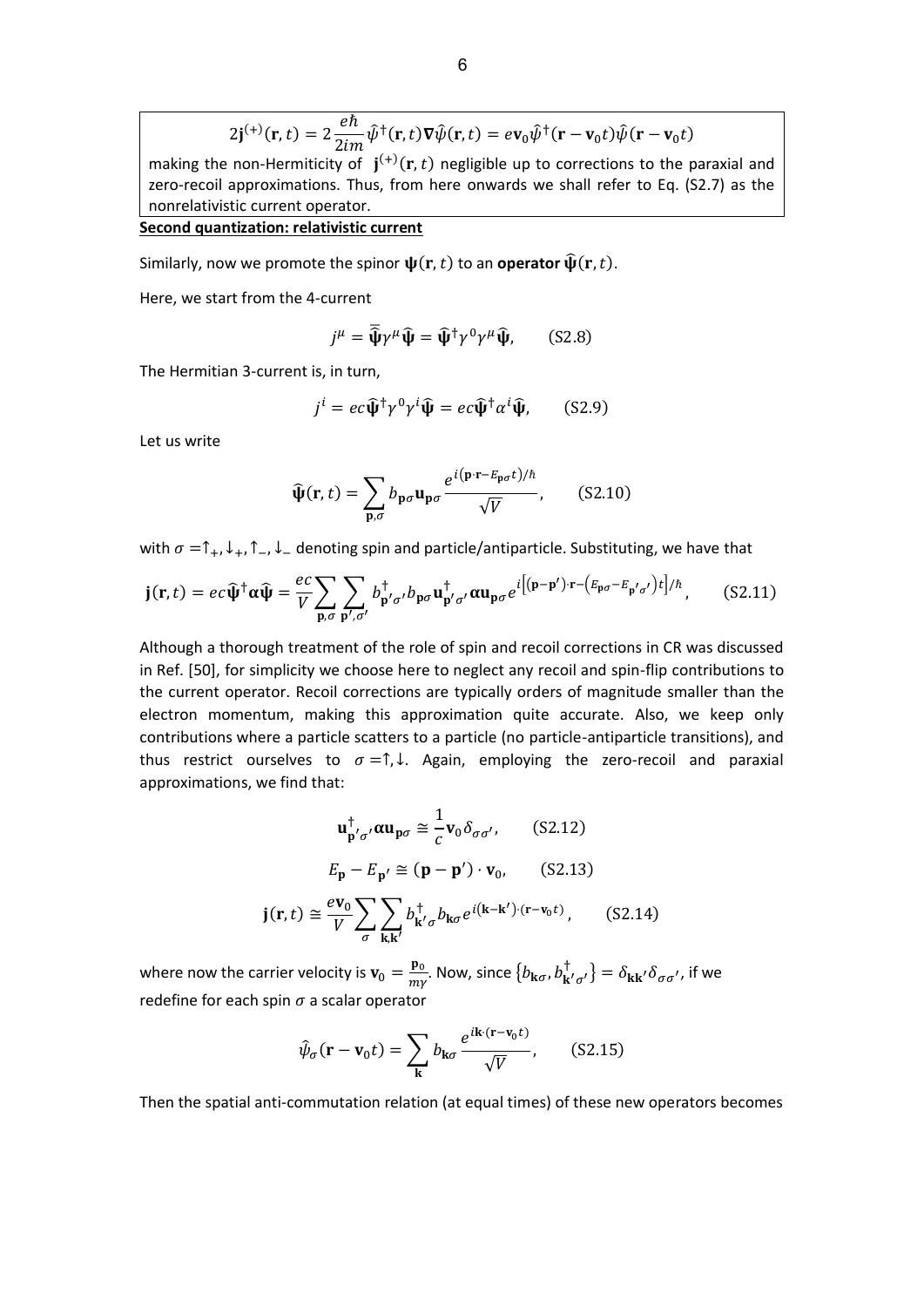$$2\mathbf{j}^{(+)}(\mathbf{r},t) = 2\frac{e\hbar}{2im}\hat{\psi}^{\dagger}(\mathbf{r},t)\boldsymbol{\nabla}\hat{\psi}(\mathbf{r},t) = e\mathbf{v}_0\hat{\psi}^{\dagger}(\mathbf{r}-\mathbf{v}_0 t)\hat{\psi}(\mathbf{r}-\mathbf{v}_0 t)$$

making the non-Hermiticity of $\mathbf{j}^{(+)}(\mathbf{r},t)$ negligible up to corrections to the paraxial and zero-recoil approximations. Thus, from here onwards we shall refer to Eq. (S2.7) as the nonrelativistic current operator.

**Second quantization: relativistic current**

Similarly, now we promote the spinor $\boldsymbol{\psi}(\mathbf{r},t)$ to an **operator** $\hat{\boldsymbol{\psi}}(\mathbf{r},t)$.

Here, we start from the 4-current

$$j^{\mu} = \bar{\hat{\boldsymbol{\psi}}}\gamma^{\mu}\hat{\boldsymbol{\psi}} = \hat{\boldsymbol{\psi}}^{\dagger}\gamma^{0}\gamma^{\mu}\hat{\boldsymbol{\psi}}, \qquad \text{(S2.8)}$$

The Hermitian 3-current is, in turn,

$$j^{i} = ec\hat{\boldsymbol{\psi}}^{\dagger}\gamma^{0}\gamma^{i}\hat{\boldsymbol{\psi}} = ec\hat{\boldsymbol{\psi}}^{\dagger}\alpha^{i}\hat{\boldsymbol{\psi}}, \qquad \text{(S2.9)}$$

Let us write

$$\hat{\boldsymbol{\psi}}(\mathbf{r},t) = \sum_{\mathbf{p},\sigma} b_{\mathbf{p}\sigma}\mathbf{u}_{\mathbf{p}\sigma}\frac{e^{i(\mathbf{p}\cdot\mathbf{r}-E_{\mathbf{p}\sigma}t)/\hbar}}{\sqrt{V}}, \qquad \text{(S2.10)}$$

with $\sigma = \uparrow_+, \downarrow_+, \uparrow_-, \downarrow_-$ denoting spin and particle/antiparticle. Substituting, we have that

$$\mathbf{j}(\mathbf{r},t) = ec\hat{\boldsymbol{\psi}}^{\dagger}\boldsymbol{\alpha}\hat{\boldsymbol{\psi}} = \frac{ec}{V}\sum_{\mathbf{p},\sigma}\sum_{\mathbf{p}',\sigma'} b^{\dagger}_{\mathbf{p}'\sigma'}b_{\mathbf{p}\sigma}\mathbf{u}^{\dagger}_{\mathbf{p}'\sigma'}\boldsymbol{\alpha}\mathbf{u}_{\mathbf{p}\sigma}e^{i\left[(\mathbf{p}-\mathbf{p}')\cdot\mathbf{r}-\left(E_{\mathbf{p}\sigma}-E_{\mathbf{p}'\sigma'}\right)t\right]/\hbar}, \qquad \text{(S2.11)}$$

Although a thorough treatment of the role of spin and recoil corrections in CR was discussed in Ref. [50], for simplicity we choose here to neglect any recoil and spin-flip contributions to the current operator. Recoil corrections are typically orders of magnitude smaller than the electron momentum, making this approximation quite accurate. Also, we keep only contributions where a particle scatters to a particle (no particle-antiparticle transitions), and thus restrict ourselves to $\sigma = \uparrow, \downarrow$. Again, employing the zero-recoil and paraxial approximations, we find that:

$$\mathbf{u}^{\dagger}_{\mathbf{p}'\sigma'}\boldsymbol{\alpha}\mathbf{u}_{\mathbf{p}\sigma} \cong \frac{1}{c}\mathbf{v}_0\delta_{\sigma\sigma'}, \qquad \text{(S2.12)}$$

$$E_{\mathbf{p}} - E_{\mathbf{p}'} \cong (\mathbf{p}-\mathbf{p}')\cdot\mathbf{v}_0, \qquad \text{(S2.13)}$$

$$\mathbf{j}(\mathbf{r},t) \cong \frac{e\mathbf{v}_0}{V}\sum_{\sigma}\sum_{\mathbf{k},\mathbf{k}'} b^{\dagger}_{\mathbf{k}'\sigma}b_{\mathbf{k}\sigma}e^{i(\mathbf{k}-\mathbf{k}')\cdot(\mathbf{r}-\mathbf{v}_0 t)}, \qquad \text{(S2.14)}$$

where now the carrier velocity is $\mathbf{v}_0 = \frac{\mathbf{p}_0}{m\gamma}$. Now, since $\{b_{\mathbf{k}\sigma}, b^{\dagger}_{\mathbf{k}'\sigma'}\} = \delta_{\mathbf{k}\mathbf{k}'}\delta_{\sigma\sigma'}$, if we redefine for each spin $\sigma$ a scalar operator

$$\hat{\psi}_{\sigma}(\mathbf{r}-\mathbf{v}_0 t) = \sum_{\mathbf{k}} b_{\mathbf{k}\sigma}\frac{e^{i\mathbf{k}\cdot(\mathbf{r}-\mathbf{v}_0 t)}}{\sqrt{V}}, \qquad \text{(S2.15)}$$

Then the spatial anti-commutation relation (at equal times) of these new operators becomes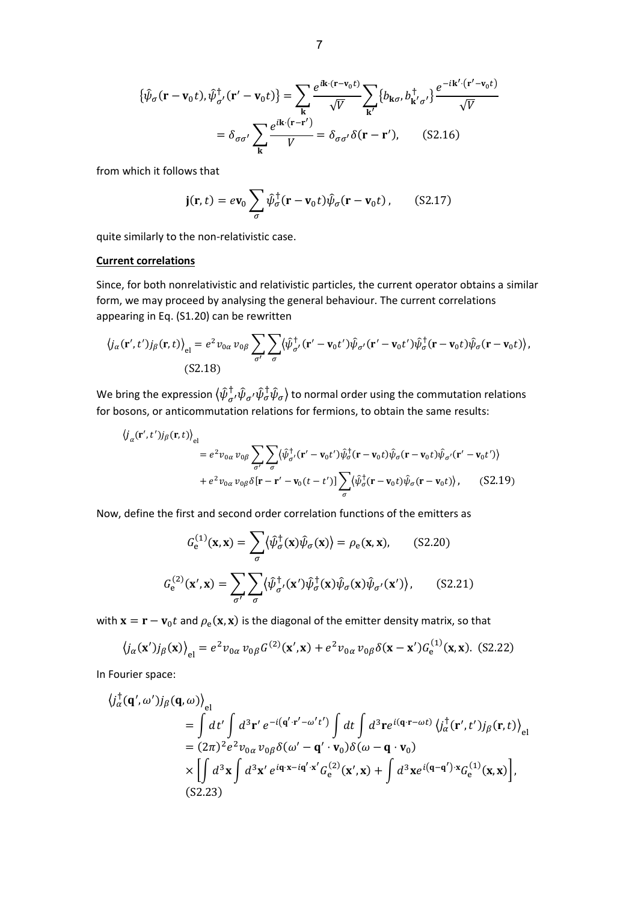$$\{\hat{\psi}_\sigma(\mathbf{r}-\mathbf{v}_0 t), \hat{\psi}^\dagger_{\sigma'}(\mathbf{r}'-\mathbf{v}_0 t)\} = \sum_{\mathbf{k}} \frac{e^{i\mathbf{k}\cdot(\mathbf{r}-\mathbf{v}_0 t)}}{\sqrt{V}} \sum_{\mathbf{k}'} \{b_{\mathbf{k}\sigma}, b^\dagger_{\mathbf{k}'\sigma'}\} \frac{e^{-i\mathbf{k}'\cdot(\mathbf{r}'-\mathbf{v}_0 t)}}{\sqrt{V}}$$
$$= \delta_{\sigma\sigma'} \sum_{\mathbf{k}} \frac{e^{i\mathbf{k}\cdot(\mathbf{r}-\mathbf{r}')}}{V} = \delta_{\sigma\sigma'} \delta(\mathbf{r}-\mathbf{r}'), \qquad \text{(S2.16)}$$

from which it follows that

$$\mathbf{j}(\mathbf{r},t) = e\mathbf{v}_0 \sum_\sigma \hat{\psi}^\dagger_\sigma(\mathbf{r}-\mathbf{v}_0 t)\hat{\psi}_\sigma(\mathbf{r}-\mathbf{v}_0 t), \qquad \text{(S2.17)}$$

quite similarly to the non-relativistic case.

**Current correlations**

Since, for both nonrelativistic and relativistic particles, the current operator obtains a similar form, we may proceed by analysing the general behaviour. The current correlations appearing in Eq. (S1.20) can be rewritten

$$\langle j_\alpha(\mathbf{r}',t') j_\beta(\mathbf{r},t)\rangle_{\mathrm{el}} = e^2 v_{0\alpha} v_{0\beta} \sum_{\sigma'} \sum_\sigma \langle \hat{\psi}^\dagger_{\sigma'}(\mathbf{r}'-\mathbf{v}_0 t')\hat{\psi}_{\sigma'}(\mathbf{r}'-\mathbf{v}_0 t')\hat{\psi}^\dagger_\sigma(\mathbf{r}-\mathbf{v}_0 t)\hat{\psi}_\sigma(\mathbf{r}-\mathbf{v}_0 t)\rangle, \qquad \text{(S2.18)}$$

We bring the expression $\langle \hat{\psi}^\dagger_{\sigma'}\hat{\psi}_{\sigma'}\hat{\psi}^\dagger_\sigma\hat{\psi}_\sigma\rangle$ to normal order using the commutation relations for bosons, or anticommutation relations for fermions, to obtain the same results:

$$\langle j_\alpha(\mathbf{r}',t') j_\beta(\mathbf{r},t)\rangle_{\mathrm{el}} = e^2 v_{0\alpha} v_{0\beta} \sum_{\sigma'} \sum_\sigma \langle \hat{\psi}^\dagger_{\sigma'}(\mathbf{r}'-\mathbf{v}_0 t')\hat{\psi}^\dagger_\sigma(\mathbf{r}-\mathbf{v}_0 t)\hat{\psi}_\sigma(\mathbf{r}-\mathbf{v}_0 t)\hat{\psi}_{\sigma'}(\mathbf{r}'-\mathbf{v}_0 t')\rangle$$
$$+ e^2 v_{0\alpha} v_{0\beta} \delta[\mathbf{r}-\mathbf{r}'-\mathbf{v}_0(t-t')] \sum_\sigma \langle \hat{\psi}^\dagger_\sigma(\mathbf{r}-\mathbf{v}_0 t)\hat{\psi}_\sigma(\mathbf{r}-\mathbf{v}_0 t)\rangle, \qquad \text{(S2.19)}$$

Now, define the first and second order correlation functions of the emitters as

$$G^{(1)}_{\mathrm{e}}(\mathbf{x},\mathbf{x}) = \sum_\sigma \langle \hat{\psi}^\dagger_\sigma(\mathbf{x})\hat{\psi}_\sigma(\mathbf{x})\rangle = \rho_{\mathrm{e}}(\mathbf{x},\mathbf{x}), \qquad \text{(S2.20)}$$

$$G^{(2)}_{\mathrm{e}}(\mathbf{x}',\mathbf{x}) = \sum_{\sigma'} \sum_\sigma \langle \hat{\psi}^\dagger_{\sigma'}(\mathbf{x}')\hat{\psi}^\dagger_\sigma(\mathbf{x})\hat{\psi}_\sigma(\mathbf{x})\hat{\psi}_{\sigma'}(\mathbf{x}')\rangle, \qquad \text{(S2.21)}$$

with $\mathbf{x} = \mathbf{r} - \mathbf{v}_0 t$ and $\rho_{\mathrm{e}}(\mathbf{x},\mathbf{x})$ is the diagonal of the emitter density matrix, so that

$$\langle j_\alpha(\mathbf{x}') j_\beta(\mathbf{x})\rangle_{\mathrm{el}} = e^2 v_{0\alpha} v_{0\beta} G^{(2)}(\mathbf{x}',\mathbf{x}) + e^2 v_{0\alpha} v_{0\beta} \delta(\mathbf{x}-\mathbf{x}') G^{(1)}_{\mathrm{e}}(\mathbf{x},\mathbf{x}). \quad \text{(S2.22)}$$

In Fourier space:

$$\langle j^\dagger_\alpha(\mathbf{q}',\omega') j_\beta(\mathbf{q},\omega)\rangle_{\mathrm{el}}$$
$$= \int dt' \int d^3\mathbf{r}'\, e^{-i(\mathbf{q}'\cdot\mathbf{r}'-\omega' t')} \int dt \int d^3\mathbf{r}\, e^{i(\mathbf{q}\cdot\mathbf{r}-\omega t)} \langle j^\dagger_\alpha(\mathbf{r}',t') j_\beta(\mathbf{r},t)\rangle_{\mathrm{el}}$$
$$= (2\pi)^2 e^2 v_{0\alpha} v_{0\beta} \delta(\omega'-\mathbf{q}'\cdot\mathbf{v}_0)\delta(\omega-\mathbf{q}\cdot\mathbf{v}_0)$$
$$\times \left[\iint d^3\mathbf{x} \int d^3\mathbf{x}'\, e^{i\mathbf{q}\cdot\mathbf{x}-i\mathbf{q}'\cdot\mathbf{x}'} G^{(2)}_{\mathrm{e}}(\mathbf{x}',\mathbf{x}) + \int d^3\mathbf{x}\, e^{i(\mathbf{q}-\mathbf{q}')\cdot\mathbf{x}} G^{(1)}_{\mathrm{e}}(\mathbf{x},\mathbf{x})\right],$$
$$\text{(S2.23)}$$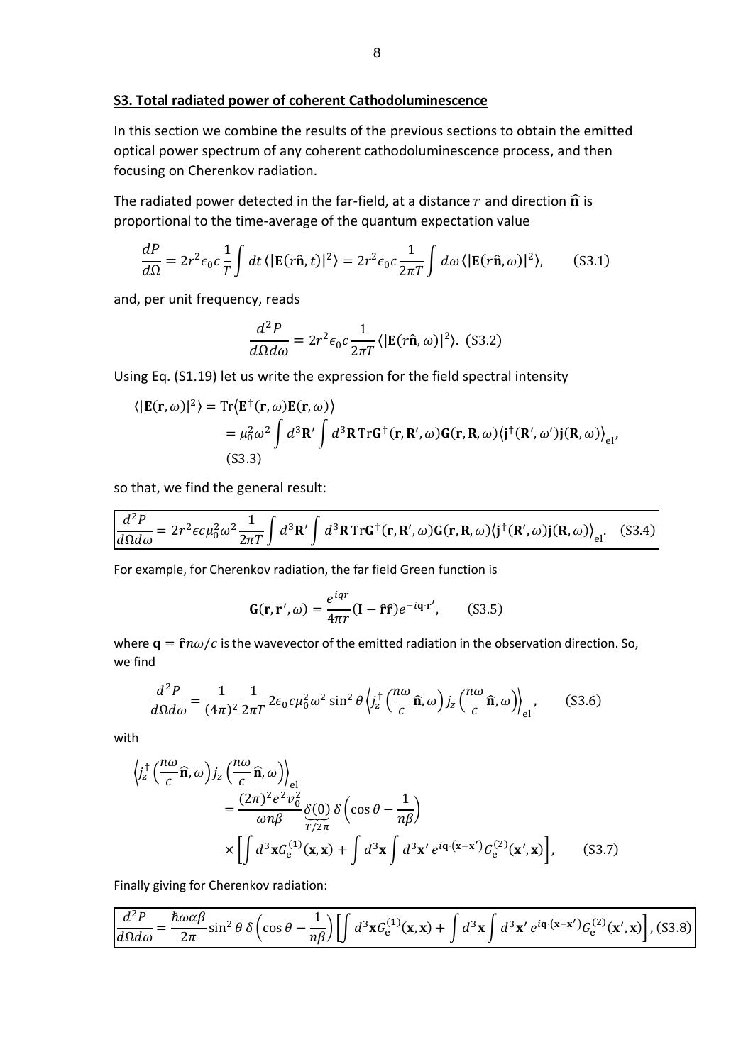## S3. Total radiated power of coherent Cathodoluminescence

In this section we combine the results of the previous sections to obtain the emitted optical power spectrum of any coherent cathodoluminescence process, and then focusing on Cherenkov radiation.

The radiated power detected in the far-field, at a distance $r$ and direction $\hat{\mathbf{n}}$ is proportional to the time-average of the quantum expectation value

$$\frac{dP}{d\Omega} = 2r^2\epsilon_0 c\frac{1}{T}\int dt\,\langle|\mathbf{E}(r\hat{\mathbf{n}},t)|^2\rangle = 2r^2\epsilon_0 c\frac{1}{2\pi T}\int d\omega\,\langle|\mathbf{E}(r\hat{\mathbf{n}},\omega)|^2\rangle, \qquad \text{(S3.1)}$$

and, per unit frequency, reads

$$\frac{d^2P}{d\Omega d\omega} = 2r^2\epsilon_0 c\frac{1}{2\pi T}\langle|\mathbf{E}(r\hat{\mathbf{n}},\omega)|^2\rangle. \text{ (S3.2)}$$

Using Eq. (S1.19) let us write the expression for the field spectral intensity

$$\begin{aligned}\langle|\mathbf{E}(\mathbf{r},\omega)|^2\rangle &= \mathrm{Tr}\langle\mathbf{E}^\dagger(\mathbf{r},\omega)\mathbf{E}(\mathbf{r},\omega)\rangle \\ &= \mu_0^2\omega^2\int d^3\mathbf{R}'\int d^3\mathbf{R}\,\mathrm{Tr}\mathbf{G}^\dagger(\mathbf{r},\mathbf{R}',\omega)\mathbf{G}(\mathbf{r},\mathbf{R},\omega)\langle\mathbf{j}^\dagger(\mathbf{R}',\omega')\mathbf{j}(\mathbf{R},\omega)\rangle_{\mathrm{el}},\end{aligned}$$
(S3.3)

so that, we find the general result:

$$\boxed{\frac{d^2P}{d\Omega d\omega} = 2r^2\epsilon c\mu_0^2\omega^2\frac{1}{2\pi T}\int d^3\mathbf{R}'\int d^3\mathbf{R}\,\mathrm{Tr}\mathbf{G}^\dagger(\mathbf{r},\mathbf{R}',\omega)\mathbf{G}(\mathbf{r},\mathbf{R},\omega)\langle\mathbf{j}^\dagger(\mathbf{R}',\omega)\mathbf{j}(\mathbf{R},\omega)\rangle_{\mathrm{el}}.} \quad \text{(S3.4)}$$

For example, for Cherenkov radiation, the far field Green function is

$$\mathbf{G}(\mathbf{r},\mathbf{r}',\omega) = \frac{e^{iqr}}{4\pi r}(\mathbf{I}-\hat{\mathbf{r}}\hat{\mathbf{r}})e^{-i\mathbf{q}\cdot\mathbf{r}'}, \qquad \text{(S3.5)}$$

where $\mathbf{q} = \hat{\mathbf{r}}n\omega/c$ is the wavevector of the emitted radiation in the observation direction. So, we find

$$\frac{d^2P}{d\Omega d\omega} = \frac{1}{(4\pi)^2}\frac{1}{2\pi T}2\epsilon_0 c\mu_0^2\omega^2\sin^2\theta\left\langle j_z^\dagger\left(\frac{n\omega}{c}\hat{\mathbf{n}},\omega\right)j_z\left(\frac{n\omega}{c}\hat{\mathbf{n}},\omega\right)\right\rangle_{\mathrm{el}}, \qquad \text{(S3.6)}$$

with

$$\begin{aligned}\left\langle j_z^\dagger\left(\frac{n\omega}{c}\hat{\mathbf{n}},\omega\right)j_z\left(\frac{n\omega}{c}\hat{\mathbf{n}},\omega\right)\right\rangle_{\mathrm{el}} &= \frac{(2\pi)^2e^2v_0^2}{\omega n\beta}\underbrace{\delta(0)}_{T/2\pi}\delta\left(\cos\theta-\frac{1}{n\beta}\right) \\ &\times\left[\int d^3\mathbf{x}G_{\mathrm{e}}^{(1)}(\mathbf{x},\mathbf{x}) + \int d^3\mathbf{x}\int d^3\mathbf{x}'\,e^{i\mathbf{q}\cdot(\mathbf{x}-\mathbf{x}')}G_{\mathrm{e}}^{(2)}(\mathbf{x}',\mathbf{x})\right], \qquad \text{(S3.7)}\end{aligned}$$

Finally giving for Cherenkov radiation:

$$\boxed{\frac{d^2P}{d\Omega d\omega} = \frac{\hbar\omega\alpha\beta}{2\pi}\sin^2\theta\,\delta\left(\cos\theta-\frac{1}{n\beta}\right)\left[\int d^3\mathbf{x}G_{\mathrm{e}}^{(1)}(\mathbf{x},\mathbf{x}) + \int d^3\mathbf{x}\int d^3\mathbf{x}'\,e^{i\mathbf{q}\cdot(\mathbf{x}-\mathbf{x}')}G_{\mathrm{e}}^{(2)}(\mathbf{x}',\mathbf{x})\right]}, \text{(S3.8)}$$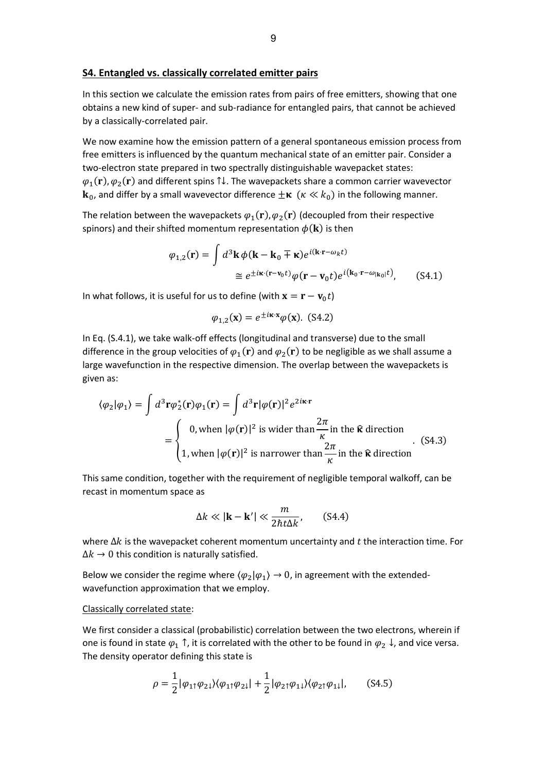## S4. Entangled vs. classically correlated emitter pairs

In this section we calculate the emission rates from pairs of free emitters, showing that one obtains a new kind of super- and sub-radiance for entangled pairs, that cannot be achieved by a classically-correlated pair.

We now examine how the emission pattern of a general spontaneous emission process from free emitters is influenced by the quantum mechanical state of an emitter pair. Consider a two-electron state prepared in two spectrally distinguishable wavepacket states: $\varphi_1(\mathbf{r}), \varphi_2(\mathbf{r})$ and different spins ↑↓. The wavepackets share a common carrier wavevector $\mathbf{k}_0$, and differ by a small wavevector difference $\pm\boldsymbol{\kappa}$ ($\kappa \ll k_0$) in the following manner.

The relation between the wavepackets $\varphi_1(\mathbf{r}), \varphi_2(\mathbf{r})$ (decoupled from their respective spinors) and their shifted momentum representation $\phi(\mathbf{k})$ is then

$$\varphi_{1,2}(\mathbf{r}) = \int d^3\mathbf{k}\, \phi(\mathbf{k} - \mathbf{k}_0 \mp \boldsymbol{\kappa}) e^{i(\mathbf{k}\cdot\mathbf{r} - \omega_k t)}$$
$$\cong e^{\pm i\boldsymbol{\kappa}\cdot(\mathbf{r} - \mathbf{v}_0 t)} \varphi(\mathbf{r} - \mathbf{v}_0 t) e^{i(\mathbf{k}_0\cdot\mathbf{r} - \omega_{|\mathbf{k}_0|} t)}, \qquad \text{(S4.1)}$$

In what follows, it is useful for us to define (with $\mathbf{x} = \mathbf{r} - \mathbf{v}_0 t$)

$$\varphi_{1,2}(\mathbf{x}) = e^{\pm i\boldsymbol{\kappa}\cdot\mathbf{x}} \varphi(\mathbf{x}). \quad \text{(S4.2)}$$

In Eq. (S.4.1), we take walk-off effects (longitudinal and transverse) due to the small difference in the group velocities of $\varphi_1(\mathbf{r})$ and $\varphi_2(\mathbf{r})$ to be negligible as we shall assume a large wavefunction in the respective dimension. The overlap between the wavepackets is given as:

$$\langle \varphi_2 | \varphi_1 \rangle = \int d^3\mathbf{r}\, \varphi_2^*(\mathbf{r}) \varphi_1(\mathbf{r}) = \int d^3\mathbf{r} |\varphi(\mathbf{r})|^2 e^{2i\boldsymbol{\kappa}\cdot\mathbf{r}}$$
$$= \begin{cases} 0, \text{when } |\varphi(\mathbf{r})|^2 \text{ is wider than } \dfrac{2\pi}{\kappa} \text{ in the } \hat{\boldsymbol{\kappa}} \text{ direction} \\ 1, \text{when } |\varphi(\mathbf{r})|^2 \text{ is narrower than } \dfrac{2\pi}{\kappa} \text{ in the } \hat{\boldsymbol{\kappa}} \text{ direction} \end{cases}. \quad \text{(S4.3)}$$

This same condition, together with the requirement of negligible temporal walkoff, can be recast in momentum space as

$$\Delta k \ll |\mathbf{k} - \mathbf{k}'| \ll \frac{m}{2\hbar t \Delta k}, \qquad \text{(S4.4)}$$

where $\Delta k$ is the wavepacket coherent momentum uncertainty and $t$ the interaction time. For $\Delta k \to 0$ this condition is naturally satisfied.

Below we consider the regime where $\langle \varphi_2 | \varphi_1 \rangle \to 0$, in agreement with the extended-wavefunction approximation that we employ.

Classically correlated state:

We first consider a classical (probabilistic) correlation between the two electrons, wherein if one is found in state $\varphi_1 \uparrow$, it is correlated with the other to be found in $\varphi_2 \downarrow$, and vice versa. The density operator defining this state is

$$\rho = \frac{1}{2} |\varphi_{1\uparrow} \varphi_{2\downarrow}\rangle\langle \varphi_{1\uparrow} \varphi_{2\downarrow}| + \frac{1}{2} |\varphi_{2\uparrow} \varphi_{1\downarrow}\rangle\langle \varphi_{2\uparrow} \varphi_{1\downarrow}|, \qquad \text{(S4.5)}$$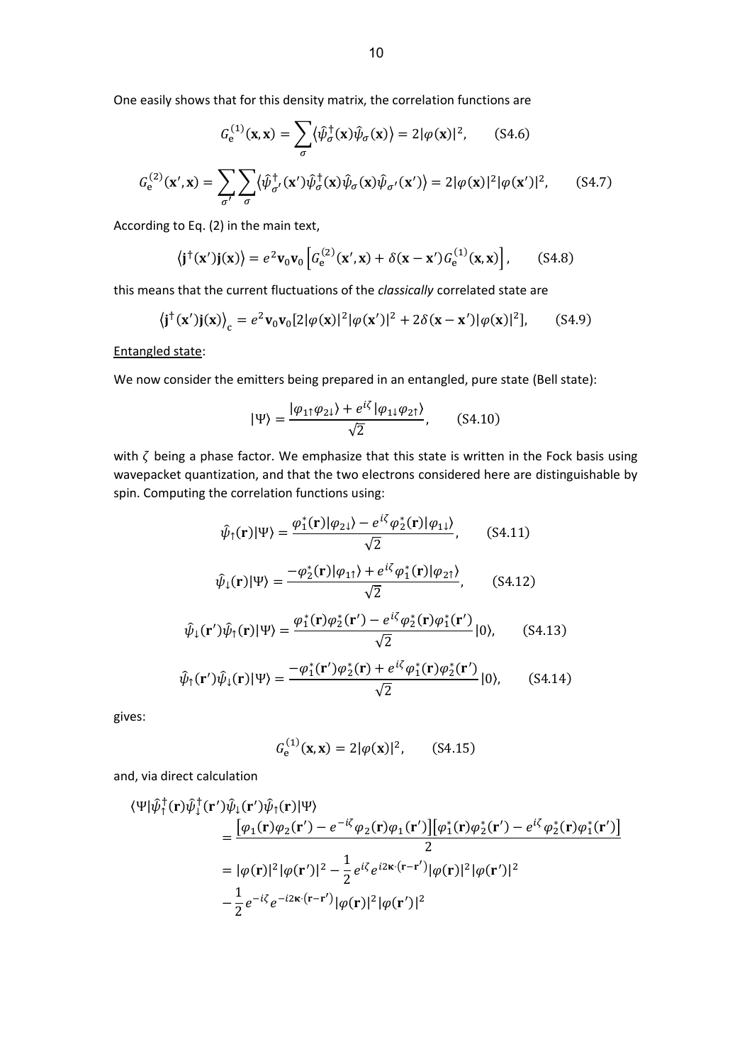One easily shows that for this density matrix, the correlation functions are

$$G_{\mathrm{e}}^{(1)}(\mathbf{x},\mathbf{x}) = \sum_{\sigma}\langle\hat{\psi}_{\sigma}^{\dagger}(\mathbf{x})\hat{\psi}_{\sigma}(\mathbf{x})\rangle = 2|\varphi(\mathbf{x})|^2, \qquad \text{(S4.6)}$$

$$G_{\mathrm{e}}^{(2)}(\mathbf{x}',\mathbf{x}) = \sum_{\sigma'}\sum_{\sigma}\langle\hat{\psi}_{\sigma'}^{\dagger}(\mathbf{x}')\hat{\psi}_{\sigma}^{\dagger}(\mathbf{x})\hat{\psi}_{\sigma}(\mathbf{x})\hat{\psi}_{\sigma'}(\mathbf{x}')\rangle = 2|\varphi(\mathbf{x})|^2|\varphi(\mathbf{x}')|^2, \qquad \text{(S4.7)}$$

According to Eq. (2) in the main text,

$$\langle\mathbf{j}^{\dagger}(\mathbf{x}')\mathbf{j}(\mathbf{x})\rangle = e^2\mathbf{v}_0\mathbf{v}_0\left[G_{\mathrm{e}}^{(2)}(\mathbf{x}',\mathbf{x}) + \delta(\mathbf{x}-\mathbf{x}')G_{\mathrm{e}}^{(1)}(\mathbf{x},\mathbf{x})\right], \qquad \text{(S4.8)}$$

this means that the current fluctuations of the *classically* correlated state are

$$\langle\mathbf{j}^{\dagger}(\mathbf{x}')\mathbf{j}(\mathbf{x})\rangle_{\mathrm{c}} = e^2\mathbf{v}_0\mathbf{v}_0[2|\varphi(\mathbf{x})|^2|\varphi(\mathbf{x}')|^2 + 2\delta(\mathbf{x}-\mathbf{x}')|\varphi(\mathbf{x})|^2], \qquad \text{(S4.9)}$$

<u>Entangled state</u>:

We now consider the emitters being prepared in an entangled, pure state (Bell state):

$$|\Psi\rangle = \frac{|\varphi_{1\uparrow}\varphi_{2\downarrow}\rangle + e^{i\zeta}|\varphi_{1\downarrow}\varphi_{2\uparrow}\rangle}{\sqrt{2}}, \qquad \text{(S4.10)}$$

with $\zeta$ being a phase factor. We emphasize that this state is written in the Fock basis using wavepacket quantization, and that the two electrons considered here are distinguishable by spin. Computing the correlation functions using:

$$\hat{\psi}_{\uparrow}(\mathbf{r})|\Psi\rangle = \frac{\varphi_1^*(\mathbf{r})|\varphi_{2\downarrow}\rangle - e^{i\zeta}\varphi_2^*(\mathbf{r})|\varphi_{1\downarrow}\rangle}{\sqrt{2}}, \qquad \text{(S4.11)}$$

$$\hat{\psi}_{\downarrow}(\mathbf{r})|\Psi\rangle = \frac{-\varphi_2^*(\mathbf{r})|\varphi_{1\uparrow}\rangle + e^{i\zeta}\varphi_1^*(\mathbf{r})|\varphi_{2\uparrow}\rangle}{\sqrt{2}}, \qquad \text{(S4.12)}$$

$$\hat{\psi}_{\downarrow}(\mathbf{r}')\hat{\psi}_{\uparrow}(\mathbf{r})|\Psi\rangle = \frac{\varphi_1^*(\mathbf{r})\varphi_2^*(\mathbf{r}') - e^{i\zeta}\varphi_2^*(\mathbf{r})\varphi_1^*(\mathbf{r}')}{\sqrt{2}}|0\rangle, \qquad \text{(S4.13)}$$

$$\hat{\psi}_{\uparrow}(\mathbf{r}')\hat{\psi}_{\downarrow}(\mathbf{r})|\Psi\rangle = \frac{-\varphi_1^*(\mathbf{r}')\varphi_2^*(\mathbf{r}) + e^{i\zeta}\varphi_1^*(\mathbf{r})\varphi_2^*(\mathbf{r}')}{\sqrt{2}}|0\rangle, \qquad \text{(S4.14)}$$

gives:

$$G_{\mathrm{e}}^{(1)}(\mathbf{x},\mathbf{x}) = 2|\varphi(\mathbf{x})|^2, \qquad \text{(S4.15)}$$

and, via direct calculation

$$\begin{aligned}
\langle\Psi|\hat{\psi}_{\uparrow}^{\dagger}(\mathbf{r})\hat{\psi}_{\downarrow}^{\dagger}(\mathbf{r}')\hat{\psi}_{\downarrow}(\mathbf{r}')\hat{\psi}_{\uparrow}(\mathbf{r})|\Psi\rangle
&= \frac{\left[\varphi_1(\mathbf{r})\varphi_2(\mathbf{r}') - e^{-i\zeta}\varphi_2(\mathbf{r})\varphi_1(\mathbf{r}')\right]\left[\varphi_1^*(\mathbf{r})\varphi_2^*(\mathbf{r}') - e^{i\zeta}\varphi_2^*(\mathbf{r})\varphi_1^*(\mathbf{r}')\right]}{2} \\
&= |\varphi(\mathbf{r})|^2|\varphi(\mathbf{r}')|^2 - \frac{1}{2}e^{i\zeta}e^{i2\boldsymbol{\kappa}\cdot(\mathbf{r}-\mathbf{r}')}|\varphi(\mathbf{r})|^2|\varphi(\mathbf{r}')|^2 \\
&\quad -\frac{1}{2}e^{-i\zeta}e^{-i2\boldsymbol{\kappa}\cdot(\mathbf{r}-\mathbf{r}')}|\varphi(\mathbf{r})|^2|\varphi(\mathbf{r}')|^2
\end{aligned}$$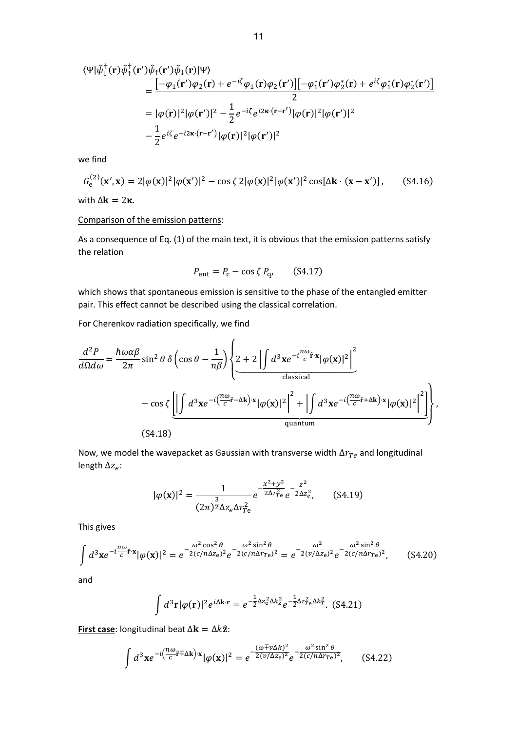$$
\begin{aligned}
\langle\Psi|\hat{\psi}_\downarrow^\dagger(\mathbf{r})\hat{\psi}_\uparrow^\dagger(\mathbf{r}')\hat{\psi}_\uparrow(\mathbf{r}')\hat{\psi}_\downarrow(\mathbf{r})|\Psi\rangle
&= \frac{\left[-\varphi_1(\mathbf{r}')\varphi_2(\mathbf{r}) + e^{-i\zeta}\varphi_1(\mathbf{r})\varphi_2(\mathbf{r}')\right]\left[-\varphi_1^*(\mathbf{r}')\varphi_2^*(\mathbf{r}) + e^{i\zeta}\varphi_1^*(\mathbf{r})\varphi_2^*(\mathbf{r}')\right]}{2} \\
&= |\varphi(\mathbf{r})|^2|\varphi(\mathbf{r}')|^2 - \frac{1}{2}e^{-i\zeta}e^{i2\boldsymbol{\kappa}\cdot(\mathbf{r}-\mathbf{r}')}|\varphi(\mathbf{r})|^2|\varphi(\mathbf{r}')|^2 \\
&\quad - \frac{1}{2}e^{i\zeta}e^{-i2\boldsymbol{\kappa}\cdot(\mathbf{r}-\mathbf{r}')}|\varphi(\mathbf{r})|^2|\varphi(\mathbf{r}')|^2
\end{aligned}
$$

we find

$$
G_{\mathrm{e}}^{(2)}(\mathbf{x}',\mathbf{x}) = 2|\varphi(\mathbf{x})|^2|\varphi(\mathbf{x}')|^2 - \cos\zeta\, 2|\varphi(\mathbf{x})|^2|\varphi(\mathbf{x}')|^2\cos[\Delta\mathbf{k}\cdot(\mathbf{x}-\mathbf{x}')], \qquad \text{(S4.16)}
$$

with $\Delta\mathbf{k} = 2\boldsymbol{\kappa}$.

Comparison of the emission patterns:

As a consequence of Eq. (1) of the main text, it is obvious that the emission patterns satisfy the relation

$$
P_{\mathrm{ent}} = P_{\mathrm{c}} - \cos\zeta\, P_{\mathrm{q}}, \qquad \text{(S4.17)}
$$

which shows that spontaneous emission is sensitive to the phase of the entangled emitter pair. This effect cannot be described using the classical correlation.

For Cherenkov radiation specifically, we find

$$
\begin{aligned}
\frac{d^2P}{d\Omega d\omega} = \frac{\hbar\omega\alpha\beta}{2\pi}\sin^2\theta\,\delta\left(\cos\theta - \frac{1}{n\beta}\right)\Bigg\{ & \underbrace{2 + 2\left|\int d^3\mathbf{x}\, e^{-i\frac{n\omega}{c}\hat{\mathbf{r}}\cdot\mathbf{x}}|\varphi(\mathbf{x})|^2\right|^2}_{\text{classical}} \\
& - \cos\zeta\underbrace{\left[\left|\int d^3\mathbf{x}\, e^{-i\left(\frac{n\omega}{c}\hat{\mathbf{r}}-\Delta\mathbf{k}\right)\cdot\mathbf{x}}|\varphi(\mathbf{x})|^2\right|^2 + \left|\int d^3\mathbf{x}\, e^{-i\left(\frac{n\omega}{c}\hat{\mathbf{r}}+\Delta\mathbf{k}\right)\cdot\mathbf{x}}|\varphi(\mathbf{x})|^2\right|^2\right]}_{\text{quantum}}\Bigg\},
\end{aligned}
$$

(S4.18)

Now, we model the wavepacket as Gaussian with transverse width $\Delta r_{Te}$ and longitudinal length $\Delta z_e$:

$$
|\varphi(\mathbf{x})|^2 = \frac{1}{(2\pi)^{\frac{3}{2}}\Delta z_e \Delta r_{T\mathrm{e}}^2} e^{-\frac{x^2+y^2}{2\Delta r_{T\mathrm{e}}^2}} e^{-\frac{z^2}{2\Delta z_e^2}}, \qquad \text{(S4.19)}
$$

This gives

$$
\int d^3\mathbf{x}\, e^{-i\frac{n\omega}{c}\hat{\mathbf{r}}\cdot\mathbf{x}}|\varphi(\mathbf{x})|^2 = e^{-\frac{\omega^2\cos^2\theta}{2(c/n\Delta z_{\mathrm{e}})^2}} e^{-\frac{\omega^2\sin^2\theta}{2(c/n\Delta r_{T\mathrm{e}})^2}} = e^{-\frac{\omega^2}{2(v/\Delta z_{\mathrm{e}})^2}} e^{-\frac{\omega^2\sin^2\theta}{2(c/n\Delta r_{T\mathrm{e}})^2}}, \qquad \text{(S4.20)}
$$

and

$$
\int d^3\mathbf{r}\,|\varphi(\mathbf{r})|^2 e^{i\Delta\mathbf{k}\cdot\mathbf{r}} = e^{-\frac{1}{2}\Delta z_{\mathrm{e}}^2\Delta k_z^2} e^{-\frac{1}{2}\Delta r_{T\mathrm{e}}^2\Delta k_T^2}. \qquad \text{(S4.21)}
$$

**First case**: longitudinal beat $\Delta\mathbf{k} = \Delta k\hat{\mathbf{z}}$:

$$
\int d^3\mathbf{x}\, e^{-i\left(\frac{n\omega}{c}\hat{\mathbf{r}}\mp\Delta\mathbf{k}\right)\cdot\mathbf{x}}|\varphi(\mathbf{x})|^2 = e^{-\frac{(\omega\mp v\Delta k)^2}{2(v/\Delta z_{\mathrm{e}})^2}} e^{-\frac{\omega^2\sin^2\theta}{2(c/n\Delta r_{T\mathrm{e}})^2}}, \qquad \text{(S4.22)}
$$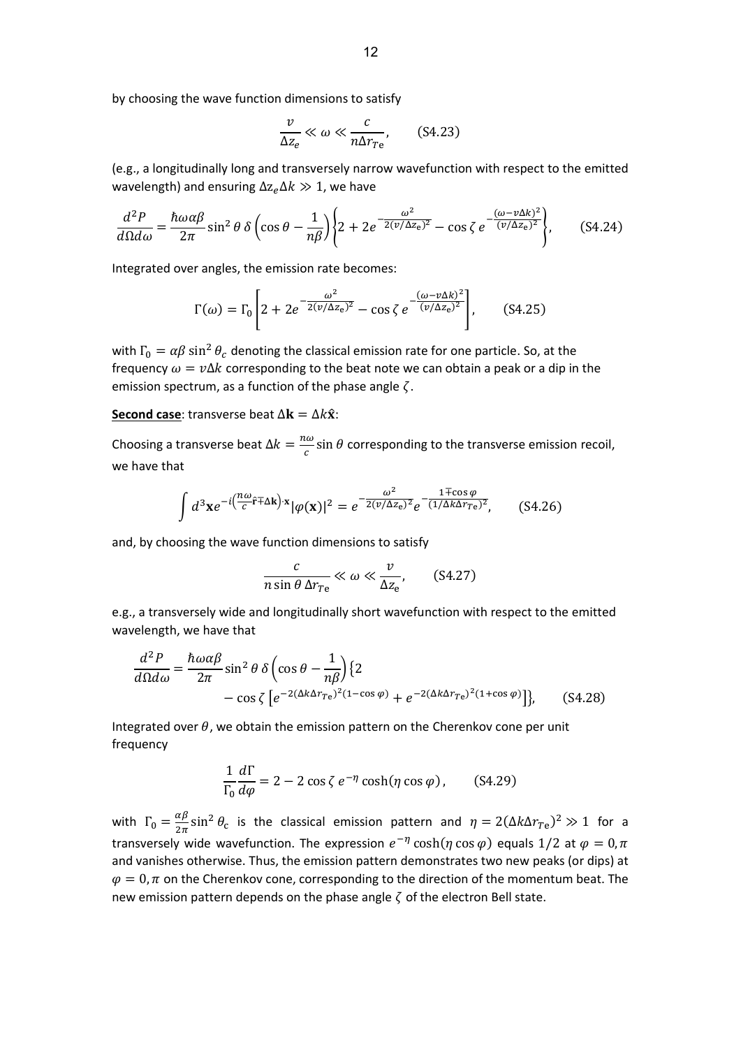by choosing the wave function dimensions to satisfy

$$\frac{v}{\Delta z_e} \ll \omega \ll \frac{c}{n\Delta r_{Te}}, \qquad \text{(S4.23)}$$

(e.g., a longitudinally long and transversely narrow wavefunction with respect to the emitted wavelength) and ensuring $\Delta z_e \Delta k \gg 1$, we have

$$\frac{d^2P}{d\Omega d\omega} = \frac{\hbar\omega\alpha\beta}{2\pi}\sin^2\theta\,\delta\left(\cos\theta - \frac{1}{n\beta}\right)\left\{2 + 2e^{-\frac{\omega^2}{2(v/\Delta z_e)^2}} - \cos\zeta\, e^{-\frac{(\omega - v\Delta k)^2}{(v/\Delta z_e)^2}}\right\}, \qquad \text{(S4.24)}$$

Integrated over angles, the emission rate becomes:

$$\Gamma(\omega) = \Gamma_0\left[2 + 2e^{-\frac{\omega^2}{2(v/\Delta z_e)^2}} - \cos\zeta\, e^{-\frac{(\omega - v\Delta k)^2}{(v/\Delta z_e)^2}}\right], \qquad \text{(S4.25)}$$

with $\Gamma_0 = \alpha\beta\sin^2\theta_c$ denoting the classical emission rate for one particle. So, at the frequency $\omega = v\Delta k$ corresponding to the beat note we can obtain a peak or a dip in the emission spectrum, as a function of the phase angle $\zeta$.

**Second case**: transverse beat $\Delta\mathbf{k} = \Delta k\hat{\mathbf{x}}$:

Choosing a transverse beat $\Delta k = \frac{n\omega}{c}\sin\theta$ corresponding to the transverse emission recoil, we have that

$$\int d^3\mathbf{x} e^{-i\left(\frac{n\omega}{c}\hat{\mathbf{r}} \mp \Delta\mathbf{k}\right)\cdot\mathbf{x}}|\varphi(\mathbf{x})|^2 = e^{-\frac{\omega^2}{2(v/\Delta z_e)^2}}e^{-\frac{1\mp\cos\varphi}{(1/\Delta k\Delta r_{Te})^2}}, \qquad \text{(S4.26)}$$

and, by choosing the wave function dimensions to satisfy

$$\frac{c}{n\sin\theta\,\Delta r_{Te}} \ll \omega \ll \frac{v}{\Delta z_e}, \qquad \text{(S4.27)}$$

e.g., a transversely wide and longitudinally short wavefunction with respect to the emitted wavelength, we have that

$$\frac{d^2P}{d\Omega d\omega} = \frac{\hbar\omega\alpha\beta}{2\pi}\sin^2\theta\,\delta\left(\cos\theta - \frac{1}{n\beta}\right)\big\{2 - \cos\zeta\left[e^{-2(\Delta k\Delta r_{Te})^2(1-\cos\varphi)} + e^{-2(\Delta k\Delta r_{Te})^2(1+\cos\varphi)}\right]\big\}, \qquad \text{(S4.28)}$$

Integrated over $\theta$, we obtain the emission pattern on the Cherenkov cone per unit frequency

$$\frac{1}{\Gamma_0}\frac{d\Gamma}{d\varphi} = 2 - 2\cos\zeta\, e^{-\eta}\cosh(\eta\cos\varphi), \qquad \text{(S4.29)}$$

with $\Gamma_0 = \frac{\alpha\beta}{2\pi}\sin^2\theta_c$ is the classical emission pattern and $\eta = 2(\Delta k\Delta r_{Te})^2 \gg 1$ for a transversely wide wavefunction. The expression $e^{-\eta}\cosh(\eta\cos\varphi)$ equals $1/2$ at $\varphi = 0, \pi$ and vanishes otherwise. Thus, the emission pattern demonstrates two new peaks (or dips) at $\varphi = 0, \pi$ on the Cherenkov cone, corresponding to the direction of the momentum beat. The new emission pattern depends on the phase angle $\zeta$ of the electron Bell state.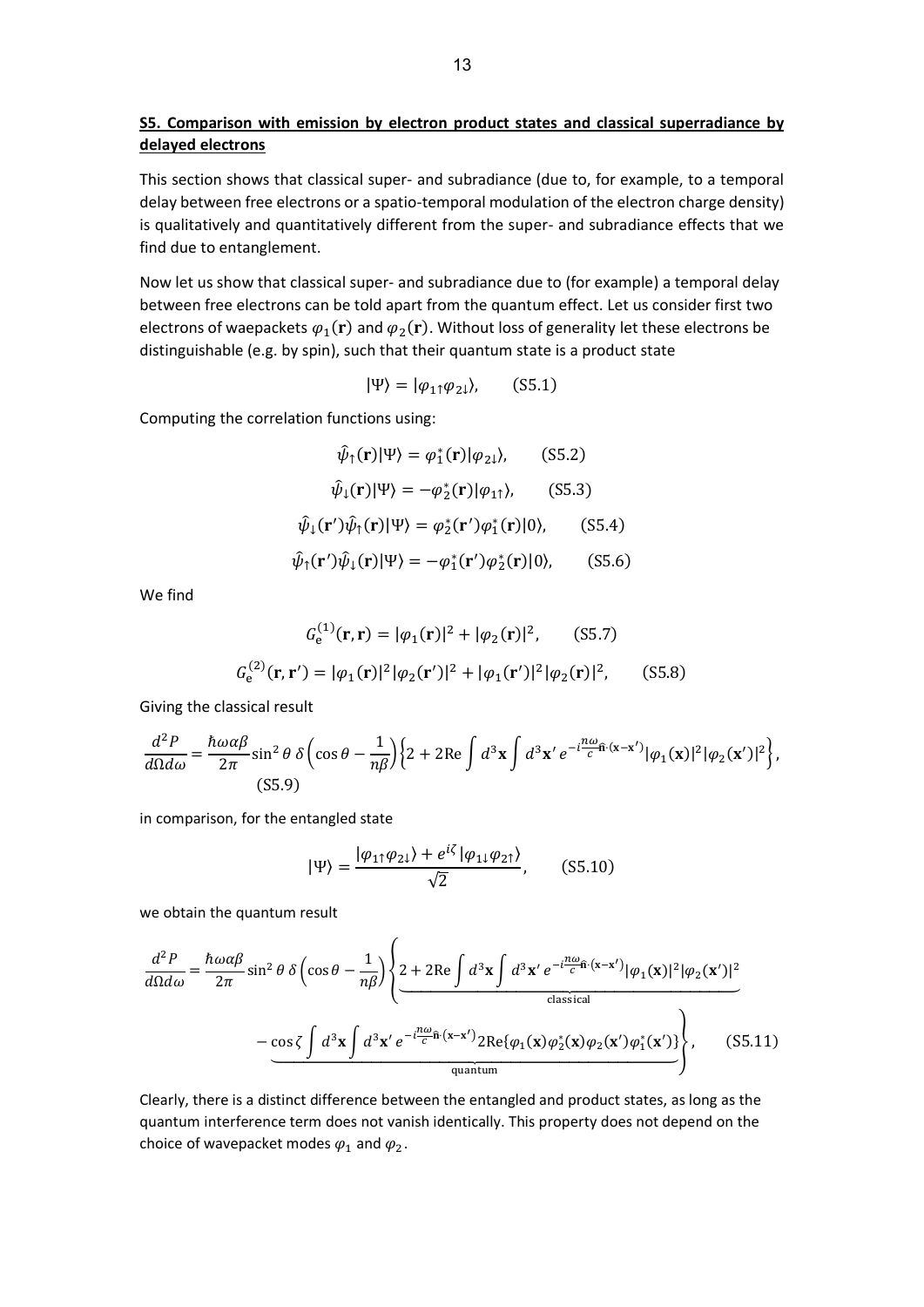**S5. Comparison with emission by electron product states and classical superradiance by delayed electrons**

This section shows that classical super- and subradiance (due to, for example, to a temporal delay between free electrons or a spatio-temporal modulation of the electron charge density) is qualitatively and quantitatively different from the super- and subradiance effects that we find due to entanglement.

Now let us show that classical super- and subradiance due to (for example) a temporal delay between free electrons can be told apart from the quantum effect. Let us consider first two electrons of waepackets $\varphi_1(\mathbf{r})$ and $\varphi_2(\mathbf{r})$. Without loss of generality let these electrons be distinguishable (e.g. by spin), such that their quantum state is a product state

$$|\Psi\rangle = |\varphi_{1\uparrow}\varphi_{2\downarrow}\rangle, \qquad \text{(S5.1)}$$

Computing the correlation functions using:

$$\hat{\psi}_\uparrow(\mathbf{r})|\Psi\rangle = \varphi_1^*(\mathbf{r})|\varphi_{2\downarrow}\rangle, \qquad \text{(S5.2)}$$

$$\hat{\psi}_\downarrow(\mathbf{r})|\Psi\rangle = -\varphi_2^*(\mathbf{r})|\varphi_{1\uparrow}\rangle, \qquad \text{(S5.3)}$$

$$\hat{\psi}_\downarrow(\mathbf{r}')\hat{\psi}_\uparrow(\mathbf{r})|\Psi\rangle = \varphi_2^*(\mathbf{r}')\varphi_1^*(\mathbf{r})|0\rangle, \qquad \text{(S5.4)}$$

$$\hat{\psi}_\uparrow(\mathbf{r}')\hat{\psi}_\downarrow(\mathbf{r})|\Psi\rangle = -\varphi_1^*(\mathbf{r}')\varphi_2^*(\mathbf{r})|0\rangle, \qquad \text{(S5.6)}$$

We find

$$G_{\mathrm{e}}^{(1)}(\mathbf{r},\mathbf{r}) = |\varphi_1(\mathbf{r})|^2 + |\varphi_2(\mathbf{r})|^2, \qquad \text{(S5.7)}$$

$$G_{\mathrm{e}}^{(2)}(\mathbf{r},\mathbf{r}') = |\varphi_1(\mathbf{r})|^2|\varphi_2(\mathbf{r}')|^2 + |\varphi_1(\mathbf{r}')|^2|\varphi_2(\mathbf{r})|^2, \qquad \text{(S5.8)}$$

Giving the classical result

$$\frac{d^2P}{d\Omega d\omega} = \frac{\hbar\omega\alpha\beta}{2\pi}\sin^2\theta\,\delta\left(\cos\theta - \frac{1}{n\beta}\right)\left\{2 + 2\mathrm{Re}\int d^3\mathbf{x}\int d^3\mathbf{x}'\,e^{-i\frac{n\omega}{c}\hat{\mathbf{n}}\cdot(\mathbf{x}-\mathbf{x}')}|\varphi_1(\mathbf{x})|^2|\varphi_2(\mathbf{x}')|^2\right\}, \qquad \text{(S5.9)}$$

in comparison, for the entangled state

$$|\Psi\rangle = \frac{|\varphi_{1\uparrow}\varphi_{2\downarrow}\rangle + e^{i\zeta}|\varphi_{1\downarrow}\varphi_{2\uparrow}\rangle}{\sqrt{2}}, \qquad \text{(S5.10)}$$

we obtain the quantum result

$$\frac{d^2P}{d\Omega d\omega} = \frac{\hbar\omega\alpha\beta}{2\pi}\sin^2\theta\,\delta\left(\cos\theta - \frac{1}{n\beta}\right)\left\{\underbrace{2 + 2\mathrm{Re}\int d^3\mathbf{x}\int d^3\mathbf{x}'\,e^{-i\frac{n\omega}{c}\hat{\mathbf{n}}\cdot(\mathbf{x}-\mathbf{x}')}|\varphi_1(\mathbf{x})|^2|\varphi_2(\mathbf{x}')|^2}_{\text{classical}} \right.$$
$$\left. - \underbrace{\cos\zeta\int d^3\mathbf{x}\int d^3\mathbf{x}'\,e^{-i\frac{n\omega}{c}\hat{\mathbf{n}}\cdot(\mathbf{x}-\mathbf{x}')}2\mathrm{Re}\{\varphi_1(\mathbf{x})\varphi_2^*(\mathbf{x})\varphi_2(\mathbf{x}')\varphi_1^*(\mathbf{x}')\}}_{\text{quantum}}\right\}, \qquad \text{(S5.11)}$$

Clearly, there is a distinct difference between the entangled and product states, as long as the quantum interference term does not vanish identically. This property does not depend on the choice of wavepacket modes $\varphi_1$ and $\varphi_2$.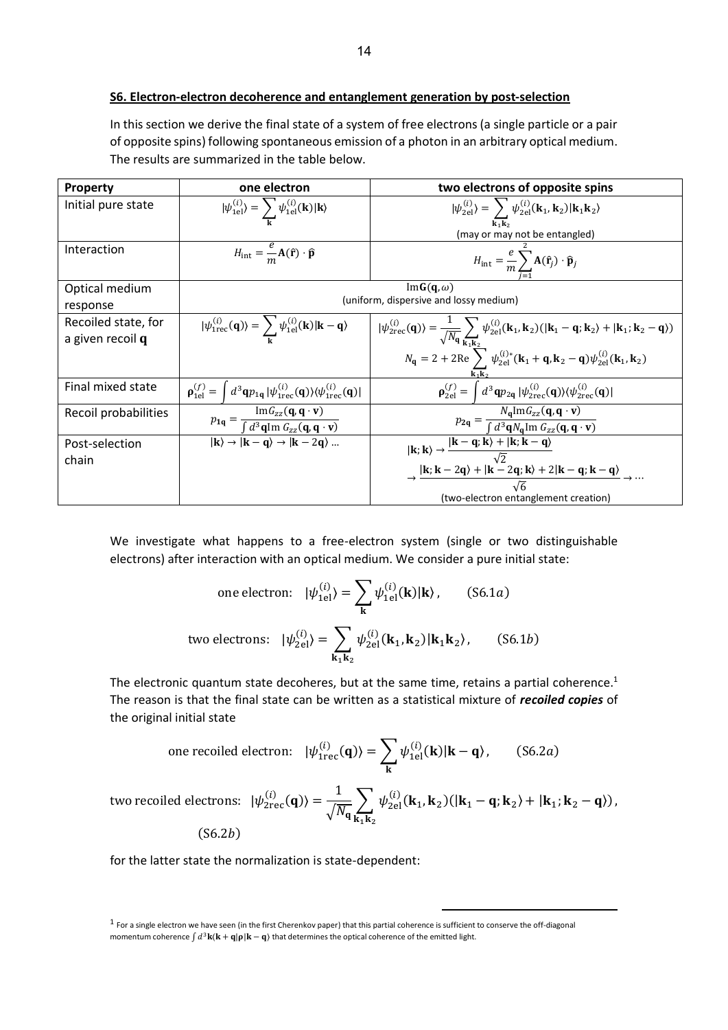**S6. Electron-electron decoherence and entanglement generation by post-selection**

In this section we derive the final state of a system of free electrons (a single particle or a pair of opposite spins) following spontaneous emission of a photon in an arbitrary optical medium. The results are summarized in the table below.

| Property | one electron | two electrons of opposite spins |
|---|---|---|
| Initial pure state | $\lvert\psi_{1\text{el}}^{(i)}\rangle = \sum_{\mathbf{k}} \psi_{1\text{el}}^{(i)}(\mathbf{k})\lvert\mathbf{k}\rangle$ | $\lvert\psi_{2\text{el}}^{(i)}\rangle = \sum_{\mathbf{k}_1\mathbf{k}_2} \psi_{2\text{el}}^{(i)}(\mathbf{k}_1,\mathbf{k}_2)\lvert\mathbf{k}_1\mathbf{k}_2\rangle$ (may or may not be entangled) |
| Interaction | $H_{\text{int}} = \frac{e}{m}\mathbf{A}(\hat{\mathbf{r}})\cdot\hat{\mathbf{p}}$ | $H_{\text{int}} = \frac{e}{m}\sum_{j=1}^{2}\mathbf{A}(\hat{\mathbf{r}}_j)\cdot\hat{\mathbf{p}}_j$ |
| Optical medium response | $\text{Im}\mathbf{G}(\mathbf{q},\omega)$ (uniform, dispersive and lossy medium) | |
| Recoiled state, for a given recoil $\mathbf{q}$ | $\lvert\psi_{1\text{rec}}^{(i)}(\mathbf{q})\rangle = \sum_{\mathbf{k}} \psi_{1\text{el}}^{(i)}(\mathbf{k})\lvert\mathbf{k}-\mathbf{q}\rangle$ | $\lvert\psi_{2\text{rec}}^{(i)}(\mathbf{q})\rangle = \frac{1}{\sqrt{N_{\mathbf{q}}}}\sum_{\mathbf{k}_1\mathbf{k}_2} \psi_{2\text{el}}^{(i)}(\mathbf{k}_1,\mathbf{k}_2)(\lvert\mathbf{k}_1-\mathbf{q};\mathbf{k}_2\rangle + \lvert\mathbf{k}_1;\mathbf{k}_2-\mathbf{q}\rangle)$ <br> $N_{\mathbf{q}} = 2 + 2\text{Re}\sum_{\mathbf{k}_1\mathbf{k}_2} \psi_{2\text{el}}^{(i)*}(\mathbf{k}_1+\mathbf{q},\mathbf{k}_2-\mathbf{q})\psi_{2\text{el}}^{(i)}(\mathbf{k}_1,\mathbf{k}_2)$ |
| Final mixed state | $\boldsymbol{\rho}_{1\text{el}}^{(f)} = \int d^3\mathbf{q}\, p_{1\mathbf{q}}\lvert\psi_{1\text{rec}}^{(i)}(\mathbf{q})\rangle\langle\psi_{1\text{rec}}^{(i)}(\mathbf{q})\rvert$ | $\boldsymbol{\rho}_{2\text{el}}^{(f)} = \int d^3\mathbf{q}\, p_{2\mathbf{q}}\lvert\psi_{2\text{rec}}^{(i)}(\mathbf{q})\rangle\langle\psi_{2\text{rec}}^{(i)}(\mathbf{q})\rvert$ |
| Recoil probabilities | $p_{1\mathbf{q}} = \frac{\text{Im}G_{zz}(\mathbf{q},\mathbf{q}\cdot\mathbf{v})}{\int d^3\mathbf{q}\,\text{Im}\, G_{zz}(\mathbf{q},\mathbf{q}\cdot\mathbf{v})}$ | $p_{2\mathbf{q}} = \frac{N_{\mathbf{q}}\text{Im}G_{zz}(\mathbf{q},\mathbf{q}\cdot\mathbf{v})}{\int d^3\mathbf{q}N_{\mathbf{q}}\text{Im}\, G_{zz}(\mathbf{q},\mathbf{q}\cdot\mathbf{v})}$ |
| Post-selection chain | $\lvert\mathbf{k}\rangle \to \lvert\mathbf{k}-\mathbf{q}\rangle \to \lvert\mathbf{k}-2\mathbf{q}\rangle \ldots$ | $\lvert\mathbf{k};\mathbf{k}\rangle \to \frac{\lvert\mathbf{k}-\mathbf{q};\mathbf{k}\rangle + \lvert\mathbf{k};\mathbf{k}-\mathbf{q}\rangle}{\sqrt{2}}$ <br> $\to \frac{\lvert\mathbf{k};\mathbf{k}-2\mathbf{q}\rangle + \lvert\mathbf{k}-2\mathbf{q};\mathbf{k}\rangle + 2\lvert\mathbf{k}-\mathbf{q};\mathbf{k}-\mathbf{q}\rangle}{\sqrt{6}} \to \cdots$ (two-electron entanglement creation) |

We investigate what happens to a free-electron system (single or two distinguishable electrons) after interaction with an optical medium. We consider a pure initial state:

$$\text{one electron:} \quad \lvert\psi_{1\text{el}}^{(i)}\rangle = \sum_{\mathbf{k}} \psi_{1\text{el}}^{(i)}(\mathbf{k})\lvert\mathbf{k}\rangle, \qquad (\text{S}6.1a)$$

$$\text{two electrons:} \quad \lvert\psi_{2\text{el}}^{(i)}\rangle = \sum_{\mathbf{k}_1\mathbf{k}_2} \psi_{2\text{el}}^{(i)}(\mathbf{k}_1,\mathbf{k}_2)\lvert\mathbf{k}_1\mathbf{k}_2\rangle, \qquad (\text{S}6.1b)$$

The electronic quantum state decoheres, but at the same time, retains a partial coherence.[1] The reason is that the final state can be written as a statistical mixture of ***recoiled copies*** of the original initial state

$$\text{one recoiled electron:} \quad \lvert\psi_{1\text{rec}}^{(i)}(\mathbf{q})\rangle = \sum_{\mathbf{k}} \psi_{1\text{el}}^{(i)}(\mathbf{k})\lvert\mathbf{k}-\mathbf{q}\rangle, \qquad (\text{S}6.2a)$$

$$\text{two recoiled electrons:} \quad \lvert\psi_{2\text{rec}}^{(i)}(\mathbf{q})\rangle = \frac{1}{\sqrt{N_{\mathbf{q}}}}\sum_{\mathbf{k}_1\mathbf{k}_2} \psi_{2\text{el}}^{(i)}(\mathbf{k}_1,\mathbf{k}_2)(\lvert\mathbf{k}_1-\mathbf{q};\mathbf{k}_2\rangle + \lvert\mathbf{k}_1;\mathbf{k}_2-\mathbf{q}\rangle), \qquad (\text{S}6.2b)$$

for the latter state the normalization is state-dependent:

[1] For a single electron we have seen (in the first Cherenkov paper) that this partial coherence is sufficient to conserve the off-diagonal momentum coherence $\int d^3\mathbf{k}\lvert\mathbf{k}+\mathbf{q}\rangle\boldsymbol{\rho}\langle\mathbf{k}-\mathbf{q}\rvert$ that determines the optical coherence of the emitted light.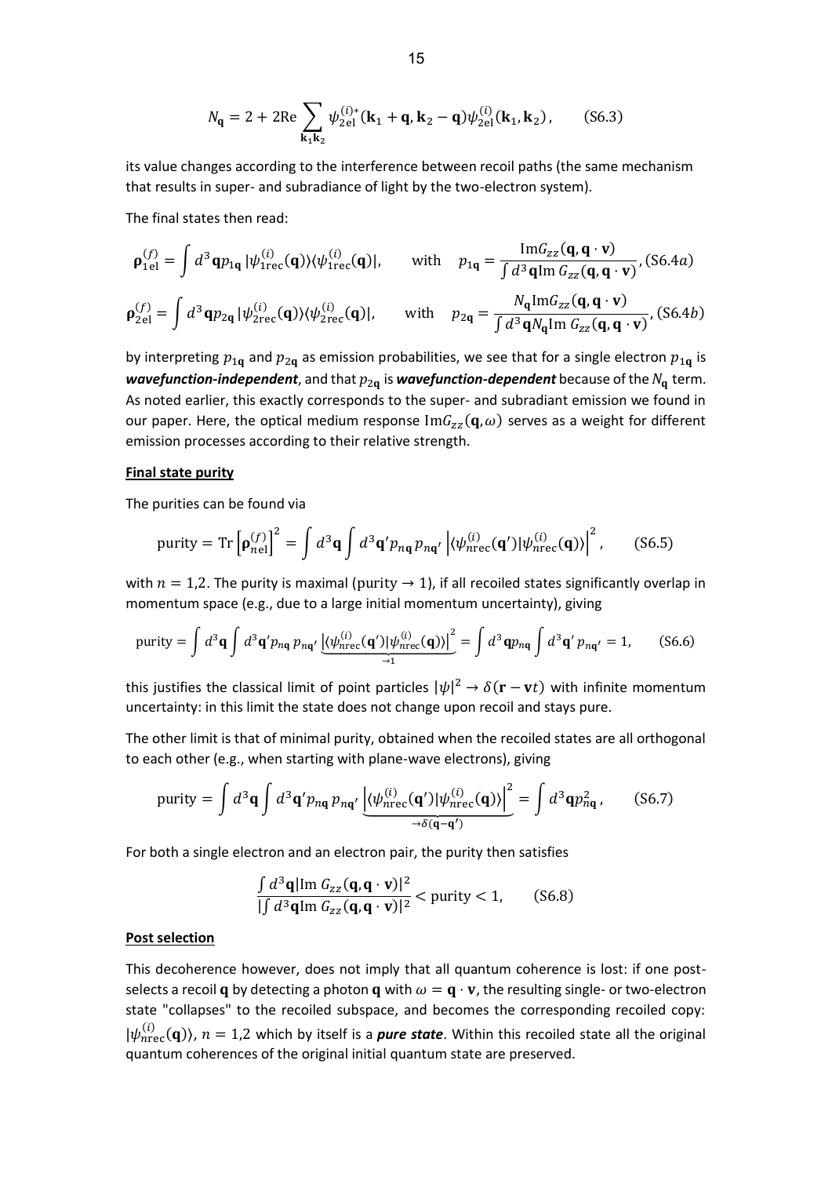$$N_{\mathbf{q}} = 2 + 2\mathrm{Re} \sum_{\mathbf{k}_1 \mathbf{k}_2} \psi_{2\mathrm{el}}^{(i)*}(\mathbf{k}_1 + \mathbf{q}, \mathbf{k}_2 - \mathbf{q}) \psi_{2\mathrm{el}}^{(i)}(\mathbf{k}_1, \mathbf{k}_2), \qquad \text{(S6.3)}$$

its value changes according to the interference between recoil paths (the same mechanism that results in super- and subradiance of light by the two-electron system).

The final states then read:

$$\boldsymbol{\rho}_{1\mathrm{el}}^{(f)} = \int d^3\mathbf{q} \, p_{1\mathbf{q}} \, |\psi_{1\mathrm{rec}}^{(i)}(\mathbf{q})\rangle\langle\psi_{1\mathrm{rec}}^{(i)}(\mathbf{q})|, \qquad \text{with} \quad p_{1\mathbf{q}} = \frac{\mathrm{Im} G_{zz}(\mathbf{q}, \mathbf{q}\cdot\mathbf{v})}{\int d^3\mathbf{q} \, \mathrm{Im}\, G_{zz}(\mathbf{q}, \mathbf{q}\cdot\mathbf{v})}, \text{(S6.4}a)$$

$$\boldsymbol{\rho}_{2\mathrm{el}}^{(f)} = \int d^3\mathbf{q} \, p_{2\mathbf{q}} \, |\psi_{2\mathrm{rec}}^{(i)}(\mathbf{q})\rangle\langle\psi_{2\mathrm{rec}}^{(i)}(\mathbf{q})|, \qquad \text{with} \quad p_{2\mathbf{q}} = \frac{N_{\mathbf{q}} \mathrm{Im} G_{zz}(\mathbf{q}, \mathbf{q}\cdot\mathbf{v})}{\int d^3\mathbf{q} N_{\mathbf{q}} \mathrm{Im}\, G_{zz}(\mathbf{q}, \mathbf{q}\cdot\mathbf{v})}, \text{(S6.4}b)$$

by interpreting $p_{1\mathbf{q}}$ and $p_{2\mathbf{q}}$ as emission probabilities, we see that for a single electron $p_{1\mathbf{q}}$ is ***wavefunction-independent***, and that $p_{2\mathbf{q}}$ is ***wavefunction-dependent*** because of the $N_{\mathbf{q}}$ term. As noted earlier, this exactly corresponds to the super- and subradiant emission we found in our paper. Here, the optical medium response $\mathrm{Im}G_{zz}(\mathbf{q}, \omega)$ serves as a weight for different emission processes according to their relative strength.

**Final state purity**

The purities can be found via

$$\text{purity} = \mathrm{Tr}\left[\boldsymbol{\rho}_{n\mathrm{el}}^{(f)}\right]^2 = \int d^3\mathbf{q} \int d^3\mathbf{q}' p_{n\mathbf{q}} \, p_{n\mathbf{q}'} \left|\langle\psi_{n\mathrm{rec}}^{(i)}(\mathbf{q}')|\psi_{n\mathrm{rec}}^{(i)}(\mathbf{q})\rangle\right|^2, \qquad \text{(S6.5)}$$

with $n = 1,2$. The purity is maximal (purity $\to 1$), if all recoiled states significantly overlap in momentum space (e.g., due to a large initial momentum uncertainty), giving

$$\text{purity} = \int d^3\mathbf{q} \int d^3\mathbf{q}' p_{n\mathbf{q}} \, p_{n\mathbf{q}'} \underbrace{\left|\langle\psi_{n\mathrm{rec}}^{(i)}(\mathbf{q}')|\psi_{n\mathrm{rec}}^{(i)}(\mathbf{q})\rangle\right|^2}_{\to 1} = \int d^3\mathbf{q} p_{n\mathbf{q}} \int d^3\mathbf{q}' \, p_{n\mathbf{q}'} = 1, \qquad \text{(S6.6)}$$

this justifies the classical limit of point particles $|\psi|^2 \to \delta(\mathbf{r} - \mathbf{v}t)$ with infinite momentum uncertainty: in this limit the state does not change upon recoil and stays pure.

The other limit is that of minimal purity, obtained when the recoiled states are all orthogonal to each other (e.g., when starting with plane-wave electrons), giving

$$\text{purity} = \int d^3\mathbf{q} \int d^3\mathbf{q}' p_{n\mathbf{q}} \, p_{n\mathbf{q}'} \underbrace{\left|\langle\psi_{n\mathrm{rec}}^{(i)}(\mathbf{q}')|\psi_{n\mathrm{rec}}^{(i)}(\mathbf{q})\rangle\right|^2}_{\to \delta(\mathbf{q} - \mathbf{q}')} = \int d^3\mathbf{q} p_{n\mathbf{q}}^2, \qquad \text{(S6.7)}$$

For both a single electron and an electron pair, the purity then satisfies

$$\frac{\int d^3\mathbf{q} |\mathrm{Im}\, G_{zz}(\mathbf{q}, \mathbf{q}\cdot\mathbf{v})|^2}{|\int d^3\mathbf{q} \mathrm{Im}\, G_{zz}(\mathbf{q}, \mathbf{q}\cdot\mathbf{v})|^2} < \text{purity} < 1, \qquad \text{(S6.8)}$$

**Post selection**

This decoherence however, does not imply that all quantum coherence is lost: if one post-selects a recoil $\mathbf{q}$ by detecting a photon $\mathbf{q}$ with $\omega = \mathbf{q}\cdot\mathbf{v}$, the resulting single- or two-electron state "collapses" to the recoiled subspace, and becomes the corresponding recoiled copy: $|\psi_{n\mathrm{rec}}^{(i)}(\mathbf{q})\rangle$, $n = 1,2$ which by itself is a ***pure state***. Within this recoiled state all the original quantum coherences of the original initial quantum state are preserved.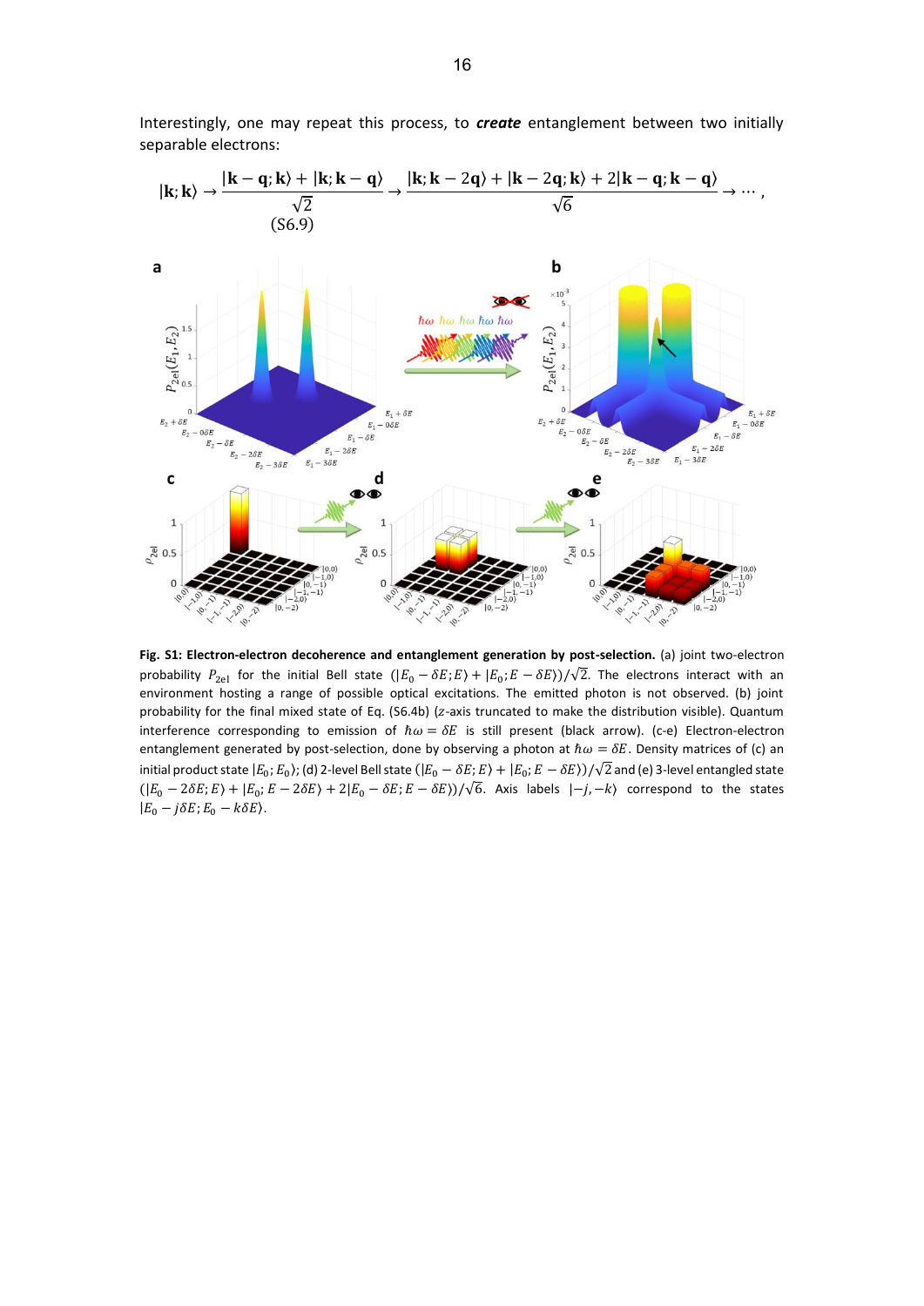Interestingly, one may repeat this process, to ***create*** entanglement between two initially separable electrons:

$$|\mathbf{k};\mathbf{k}\rangle \rightarrow \frac{|\mathbf{k}-\mathbf{q};\mathbf{k}\rangle + |\mathbf{k};\mathbf{k}-\mathbf{q}\rangle}{\sqrt{2}} \rightarrow \frac{|\mathbf{k};\mathbf{k}-2\mathbf{q}\rangle + |\mathbf{k}-2\mathbf{q};\mathbf{k}\rangle + 2|\mathbf{k}-\mathbf{q};\mathbf{k}-\mathbf{q}\rangle}{\sqrt{6}} \rightarrow \cdots, \quad (S6.9)$$

**Fig. S1: Electron-electron decoherence and entanglement generation by post-selection.** (a) joint two-electron probability $P_{2el}$ for the initial Bell state $(|E_0 - \delta E; E\rangle + |E_0; E - \delta E\rangle)/\sqrt{2}$. The electrons interact with an environment hosting a range of possible optical excitations. The emitted photon is not observed. (b) joint probability for the final mixed state of Eq. (S6.4b) ($z$-axis truncated to make the distribution visible). Quantum interference corresponding to emission of $\hbar\omega = \delta E$ is still present (black arrow). (c-e) Electron-electron entanglement generated by post-selection, done by observing a photon at $\hbar\omega = \delta E$. Density matrices of (c) an initial product state $|E_0; E_0\rangle$; (d) 2-level Bell state $(|E_0 - \delta E; E\rangle + |E_0; E - \delta E\rangle)/\sqrt{2}$ and (e) 3-level entangled state $(|E_0 - 2\delta E; E\rangle + |E_0; E - 2\delta E\rangle + 2|E_0 - \delta E; E - \delta E\rangle)/\sqrt{6}$. Axis labels $|-j, -k\rangle$ correspond to the states $|E_0 - j\delta E; E_0 - k\delta E\rangle$.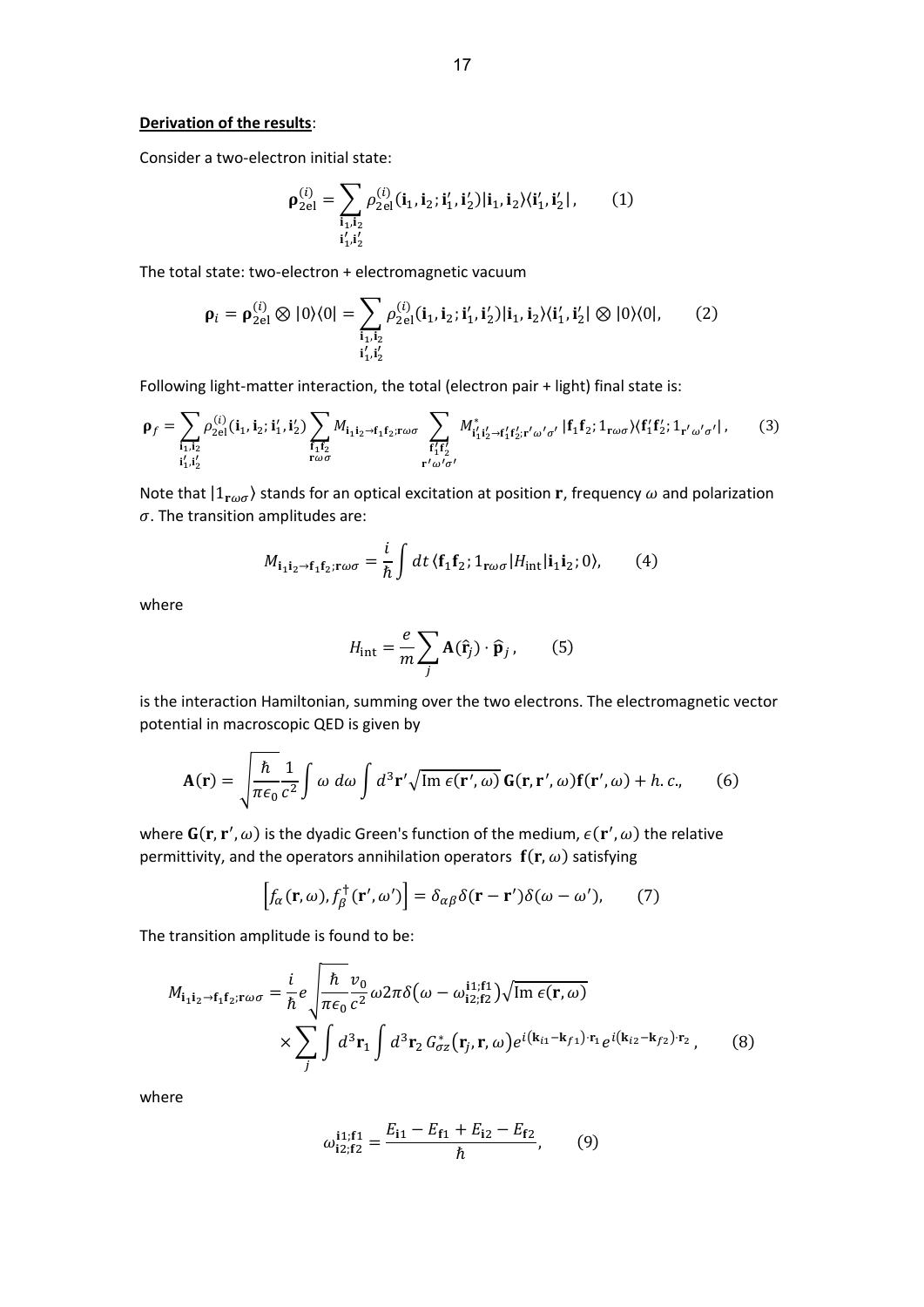**Derivation of the results**:

Consider a two-electron initial state:

$$\boldsymbol{\rho}_{\text{2el}}^{(i)} = \sum_{\substack{\mathbf{i}_1,\mathbf{i}_2 \\ \mathbf{i}'_1,\mathbf{i}'_2}} \rho_{\text{2el}}^{(i)}(\mathbf{i}_1, \mathbf{i}_2; \mathbf{i}'_1, \mathbf{i}'_2)|\mathbf{i}_1, \mathbf{i}_2\rangle\langle\mathbf{i}'_1, \mathbf{i}'_2|, \qquad (1)$$

The total state: two-electron + electromagnetic vacuum

$$\boldsymbol{\rho}_i = \boldsymbol{\rho}_{\text{2el}}^{(i)} \otimes |0\rangle\langle 0| = \sum_{\substack{\mathbf{i}_1,\mathbf{i}_2 \\ \mathbf{i}'_1,\mathbf{i}'_2}} \rho_{\text{2el}}^{(i)}(\mathbf{i}_1, \mathbf{i}_2; \mathbf{i}'_1, \mathbf{i}'_2)|\mathbf{i}_1, \mathbf{i}_2\rangle\langle\mathbf{i}'_1, \mathbf{i}'_2| \otimes |0\rangle\langle 0|, \qquad (2)$$

Following light-matter interaction, the total (electron pair + light) final state is:

$$\boldsymbol{\rho}_f = \sum_{\substack{\mathbf{i}_1,\mathbf{i}_2 \\ \mathbf{i}'_1,\mathbf{i}'_2}} \rho_{\text{2el}}^{(i)}(\mathbf{i}_1, \mathbf{i}_2; \mathbf{i}'_1, \mathbf{i}'_2) \sum_{\substack{\mathbf{f}_1\mathbf{f}_2 \\ \mathbf{r}\omega\sigma}} M_{\mathbf{i}_1\mathbf{i}_2\to\mathbf{f}_1\mathbf{f}_2;\mathbf{r}\omega\sigma} \sum_{\substack{\mathbf{f}'_1\mathbf{f}'_2 \\ \mathbf{r}'\omega'\sigma'}} M^*_{\mathbf{i}'_1\mathbf{i}'_2\to\mathbf{f}'_1\mathbf{f}'_2;\mathbf{r}'\omega'\sigma'} \, |\mathbf{f}_1\mathbf{f}_2; 1_{\mathbf{r}\omega\sigma}\rangle\langle\mathbf{f}'_1\mathbf{f}'_2; 1_{\mathbf{r}'\omega'\sigma'}|, \qquad (3)$$

Note that $|1_{\mathbf{r}\omega\sigma}\rangle$ stands for an optical excitation at position $\mathbf{r}$, frequency $\omega$ and polarization $\sigma$. The transition amplitudes are:

$$M_{\mathbf{i}_1\mathbf{i}_2\to\mathbf{f}_1\mathbf{f}_2;\mathbf{r}\omega\sigma} = \frac{i}{\hbar}\int dt \, \langle\mathbf{f}_1\mathbf{f}_2; 1_{\mathbf{r}\omega\sigma}|H_{\text{int}}|\mathbf{i}_1\mathbf{i}_2; 0\rangle, \qquad (4)$$

where

$$H_{\text{int}} = \frac{e}{m}\sum_j \mathbf{A}(\hat{\mathbf{r}}_j) \cdot \hat{\mathbf{p}}_j, \qquad (5)$$

is the interaction Hamiltonian, summing over the two electrons. The electromagnetic vector potential in macroscopic QED is given by

$$\mathbf{A}(\mathbf{r}) = \sqrt{\frac{\hbar}{\pi\epsilon_0}}\frac{1}{c^2}\int \omega \, d\omega \int d^3\mathbf{r}' \sqrt{\operatorname{Im}\epsilon(\mathbf{r}',\omega)} \, \mathbf{G}(\mathbf{r},\mathbf{r}',\omega)\mathbf{f}(\mathbf{r}',\omega) + h.c., \qquad (6)$$

where $\mathbf{G}(\mathbf{r},\mathbf{r}',\omega)$ is the dyadic Green's function of the medium, $\epsilon(\mathbf{r}',\omega)$ the relative permittivity, and the operators annihilation operators $\mathbf{f}(\mathbf{r},\omega)$ satisfying

$$\left[f_\alpha(\mathbf{r},\omega), f_\beta^\dagger(\mathbf{r}',\omega')\right] = \delta_{\alpha\beta}\delta(\mathbf{r}-\mathbf{r}')\delta(\omega-\omega'), \qquad (7)$$

The transition amplitude is found to be:

$$M_{\mathbf{i}_1\mathbf{i}_2\to\mathbf{f}_1\mathbf{f}_2;\mathbf{r}\omega\sigma} = \frac{i}{\hbar}e\sqrt{\frac{\hbar}{\pi\epsilon_0}}\frac{v_0}{c^2}\omega 2\pi\delta\left(\omega - \omega_{\mathbf{i}2;\mathbf{f}2}^{\mathbf{i}1;\mathbf{f}1}\right)\sqrt{\operatorname{Im}\epsilon(\mathbf{r},\omega)} \times \sum_j \int d^3\mathbf{r}_1 \int d^3\mathbf{r}_2 \, G^*_{\sigma z}\left(\mathbf{r}_j,\mathbf{r},\omega\right)e^{i\left(\mathbf{k}_{i1}-\mathbf{k}_{f1}\right)\cdot\mathbf{r}_1}e^{i\left(\mathbf{k}_{i2}-\mathbf{k}_{f2}\right)\cdot\mathbf{r}_2}, \qquad (8)$$

where

$$\omega_{\mathbf{i}2;\mathbf{f}2}^{\mathbf{i}1;\mathbf{f}1} = \frac{E_{\mathbf{i}1} - E_{\mathbf{f}1} + E_{\mathbf{i}2} - E_{\mathbf{f}2}}{\hbar}, \qquad (9)$$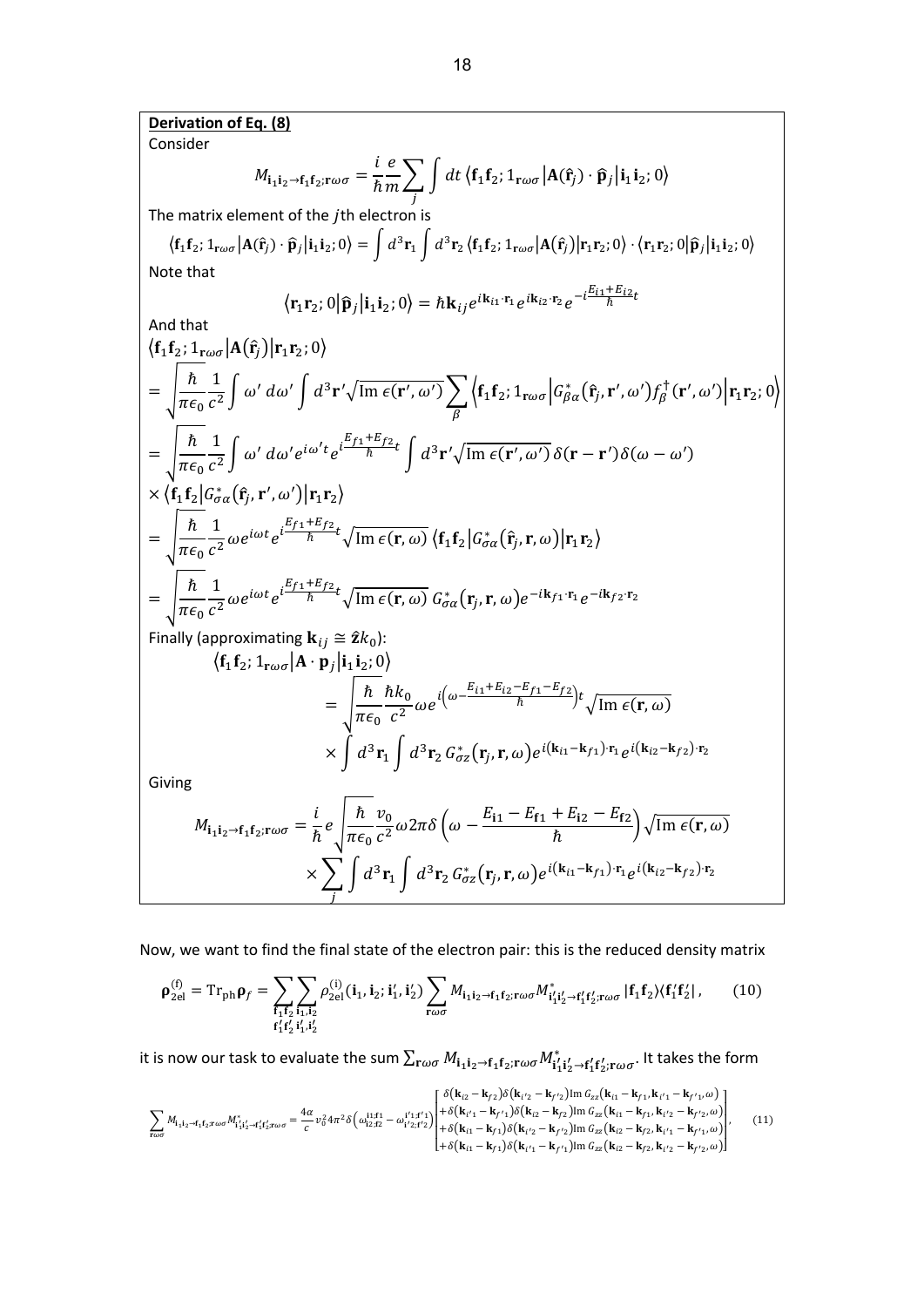**Derivation of Eq. (8)**

Consider

$$M_{\mathbf{i}_1\mathbf{i}_2\to\mathbf{f}_1\mathbf{f}_2;\mathbf{r}\omega\sigma} = \frac{i}{\hbar}\frac{e}{m}\sum_j \int dt \left\langle \mathbf{f}_1\mathbf{f}_2; 1_{\mathbf{r}\omega\sigma}\middle|\mathbf{A}(\hat{\mathbf{r}}_j)\cdot\hat{\mathbf{p}}_j\middle|\mathbf{i}_1\mathbf{i}_2; 0\right\rangle$$

The matrix element of the $j$th electron is

$$\left\langle \mathbf{f}_1\mathbf{f}_2; 1_{\mathbf{r}\omega\sigma}\middle|\mathbf{A}(\hat{\mathbf{r}}_j)\cdot\hat{\mathbf{p}}_j\middle|\mathbf{i}_1\mathbf{i}_2; 0\right\rangle = \int d^3\mathbf{r}_1 \int d^3\mathbf{r}_2 \left\langle \mathbf{f}_1\mathbf{f}_2; 1_{\mathbf{r}\omega\sigma}\middle|\mathbf{A}(\hat{\mathbf{r}}_j)\middle|\mathbf{r}_1\mathbf{r}_2; 0\right\rangle \cdot \left\langle \mathbf{r}_1\mathbf{r}_2; 0\middle|\hat{\mathbf{p}}_j\middle|\mathbf{i}_1\mathbf{i}_2; 0\right\rangle$$

Note that

$$\left\langle \mathbf{r}_1\mathbf{r}_2; 0\middle|\hat{\mathbf{p}}_j\middle|\mathbf{i}_1\mathbf{i}_2; 0\right\rangle = \hbar\mathbf{k}_{ij}e^{i\mathbf{k}_{i1}\cdot\mathbf{r}_1}e^{i\mathbf{k}_{i2}\cdot\mathbf{r}_2}e^{-i\frac{E_{i1}+E_{i2}}{\hbar}t}$$

And that

$$\begin{aligned}
&\left\langle \mathbf{f}_1\mathbf{f}_2; 1_{\mathbf{r}\omega\sigma}\middle|\mathbf{A}(\hat{\mathbf{r}}_j)\middle|\mathbf{r}_1\mathbf{r}_2; 0\right\rangle \\
&= \sqrt{\frac{\hbar}{\pi\epsilon_0}}\frac{1}{c^2}\int \omega' \, d\omega' \int d^3\mathbf{r}'\sqrt{\operatorname{Im}\epsilon(\mathbf{r}',\omega')}\sum_\beta \left\langle \mathbf{f}_1\mathbf{f}_2; 1_{\mathbf{r}\omega\sigma}\middle|G^*_{\beta\alpha}(\hat{\mathbf{r}}_j,\mathbf{r}',\omega')f^\dagger_\beta(\mathbf{r}',\omega')\middle|\mathbf{r}_1\mathbf{r}_2; 0\right\rangle \\
&= \sqrt{\frac{\hbar}{\pi\epsilon_0}}\frac{1}{c^2}\int \omega' \, d\omega' e^{i\omega' t}e^{i\frac{E_{f1}+E_{f2}}{\hbar}t}\int d^3\mathbf{r}'\sqrt{\operatorname{Im}\epsilon(\mathbf{r}',\omega')}\,\delta(\mathbf{r}-\mathbf{r}')\delta(\omega-\omega') \\
&\times \left\langle \mathbf{f}_1\mathbf{f}_2\middle|G^*_{\sigma\alpha}(\hat{\mathbf{r}}_j,\mathbf{r}',\omega')\middle|\mathbf{r}_1\mathbf{r}_2\right\rangle \\
&= \sqrt{\frac{\hbar}{\pi\epsilon_0}}\frac{1}{c^2}\omega e^{i\omega t}e^{i\frac{E_{f1}+E_{f2}}{\hbar}t}\sqrt{\operatorname{Im}\epsilon(\mathbf{r},\omega)}\left\langle \mathbf{f}_1\mathbf{f}_2\middle|G^*_{\sigma\alpha}(\hat{\mathbf{r}}_j,\mathbf{r},\omega)\middle|\mathbf{r}_1\mathbf{r}_2\right\rangle \\
&= \sqrt{\frac{\hbar}{\pi\epsilon_0}}\frac{1}{c^2}\omega e^{i\omega t}e^{i\frac{E_{f1}+E_{f2}}{\hbar}t}\sqrt{\operatorname{Im}\epsilon(\mathbf{r},\omega)}\,G^*_{\sigma\alpha}(\mathbf{r}_j,\mathbf{r},\omega)e^{-i\mathbf{k}_{f1}\cdot\mathbf{r}_1}e^{-i\mathbf{k}_{f2}\cdot\mathbf{r}_2}
\end{aligned}$$

Finally (approximating $\mathbf{k}_{ij} \cong \hat{\mathbf{z}}k_0$):

$$\begin{aligned}
\left\langle \mathbf{f}_1\mathbf{f}_2; 1_{\mathbf{r}\omega\sigma}\middle|\mathbf{A}\cdot\mathbf{p}_j\middle|\mathbf{i}_1\mathbf{i}_2; 0\right\rangle
&= \sqrt{\frac{\hbar}{\pi\epsilon_0}}\frac{\hbar k_0}{c^2}\omega e^{i\left(\omega-\frac{E_{i1}+E_{i2}-E_{f1}-E_{f2}}{\hbar}\right)t}\sqrt{\operatorname{Im}\epsilon(\mathbf{r},\omega)} \\
&\times \int d^3\mathbf{r}_1\int d^3\mathbf{r}_2\, G^*_{\sigma z}(\mathbf{r}_j,\mathbf{r},\omega)e^{i(\mathbf{k}_{i1}-\mathbf{k}_{f1})\cdot\mathbf{r}_1}e^{i(\mathbf{k}_{i2}-\mathbf{k}_{f2})\cdot\mathbf{r}_2}
\end{aligned}$$

Giving

$$\begin{aligned}
M_{\mathbf{i}_1\mathbf{i}_2\to\mathbf{f}_1\mathbf{f}_2;\mathbf{r}\omega\sigma} &= \frac{i}{\hbar}e\sqrt{\frac{\hbar}{\pi\epsilon_0}}\frac{v_0}{c^2}\omega 2\pi\delta\left(\omega-\frac{E_{\mathbf{i}1}-E_{\mathbf{f}1}+E_{\mathbf{i}2}-E_{\mathbf{f}2}}{\hbar}\right)\sqrt{\operatorname{Im}\epsilon(\mathbf{r},\omega)} \\
&\times\sum_j\int d^3\mathbf{r}_1\int d^3\mathbf{r}_2\, G^*_{\sigma z}(\mathbf{r}_j,\mathbf{r},\omega)e^{i(\mathbf{k}_{i1}-\mathbf{k}_{f1})\cdot\mathbf{r}_1}e^{i(\mathbf{k}_{i2}-\mathbf{k}_{f2})\cdot\mathbf{r}_2}
\end{aligned}$$

Now, we want to find the final state of the electron pair: this is the reduced density matrix

$$\boldsymbol{\rho}^{(\mathrm{f})}_{2\mathrm{el}} = \mathrm{Tr}_{\mathrm{ph}}\boldsymbol{\rho}_f = \sum_{\substack{\mathbf{f}_1\mathbf{f}_2\\ \mathbf{f}'_1\mathbf{f}'_2}}\sum_{\substack{\mathbf{i}_1,\mathbf{i}_2\\ \mathbf{i}'_1,\mathbf{i}'_2}}\rho^{(\mathrm{i})}_{2\mathrm{el}}(\mathbf{i}_1,\mathbf{i}_2;\mathbf{i}'_1,\mathbf{i}'_2)\sum_{\mathbf{r}\omega\sigma}M_{\mathbf{i}_1\mathbf{i}_2\to\mathbf{f}_1\mathbf{f}_2;\mathbf{r}\omega\sigma}M^*_{\mathbf{i}'_1\mathbf{i}'_2\to\mathbf{f}'_1\mathbf{f}'_2;\mathbf{r}\omega\sigma}\left|\mathbf{f}_1\mathbf{f}_2\right\rangle\!\left\langle\mathbf{f}'_1\mathbf{f}'_2\right|, \qquad (10)$$

it is now our task to evaluate the sum $\sum_{\mathbf{r}\omega\sigma}M_{\mathbf{i}_1\mathbf{i}_2\to\mathbf{f}_1\mathbf{f}_2;\mathbf{r}\omega\sigma}M^*_{\mathbf{i}'_1\mathbf{i}'_2\to\mathbf{f}'_1\mathbf{f}'_2;\mathbf{r}\omega\sigma}$. It takes the form

$$\sum_{\mathbf{r}\omega\sigma}M_{\mathbf{i}_1\mathbf{i}_2\to\mathbf{f}_1\mathbf{f}_2;\mathbf{r}\omega\sigma}M^*_{\mathbf{i}'_1\mathbf{i}'_2\to\mathbf{f}'_1\mathbf{f}'_2;\mathbf{r}\omega\sigma} = \frac{4\alpha}{c}v_0^2 4\pi^2\delta\left(\omega^{\mathrm{i1;f1}}_{\mathrm{i2;f2}}-\omega^{\mathrm{i'1;f'1}}_{\mathrm{i'2;f'2}}\right)\begin{bmatrix}\delta(\mathbf{k}_{i2}-\mathbf{k}_{f2})\delta(\mathbf{k}_{i'2}-\mathbf{k}_{f'2})\operatorname{Im}G_{zz}(\mathbf{k}_{i1}-\mathbf{k}_{f1},\mathbf{k}_{i'1}-\mathbf{k}_{f'1},\omega)\\ +\delta(\mathbf{k}_{i'1}-\mathbf{k}_{f'1})\delta(\mathbf{k}_{i2}-\mathbf{k}_{f2})\operatorname{Im}G_{zz}(\mathbf{k}_{i1}-\mathbf{k}_{f1},\mathbf{k}_{i'2}-\mathbf{k}_{f'2},\omega)\\ +\delta(\mathbf{k}_{i1}-\mathbf{k}_{f1})\delta(\mathbf{k}_{i'2}-\mathbf{k}_{f'2})\operatorname{Im}G_{zz}(\mathbf{k}_{i2}-\mathbf{k}_{f2},\mathbf{k}_{i'1}-\mathbf{k}_{f'1},\omega)\\ +\delta(\mathbf{k}_{i1}-\mathbf{k}_{f1})\delta(\mathbf{k}_{i'1}-\mathbf{k}_{f'1})\operatorname{Im}G_{zz}(\mathbf{k}_{i2}-\mathbf{k}_{f2},\mathbf{k}_{i'2}-\mathbf{k}_{f'2},\omega)\end{bmatrix}, \qquad (11)$$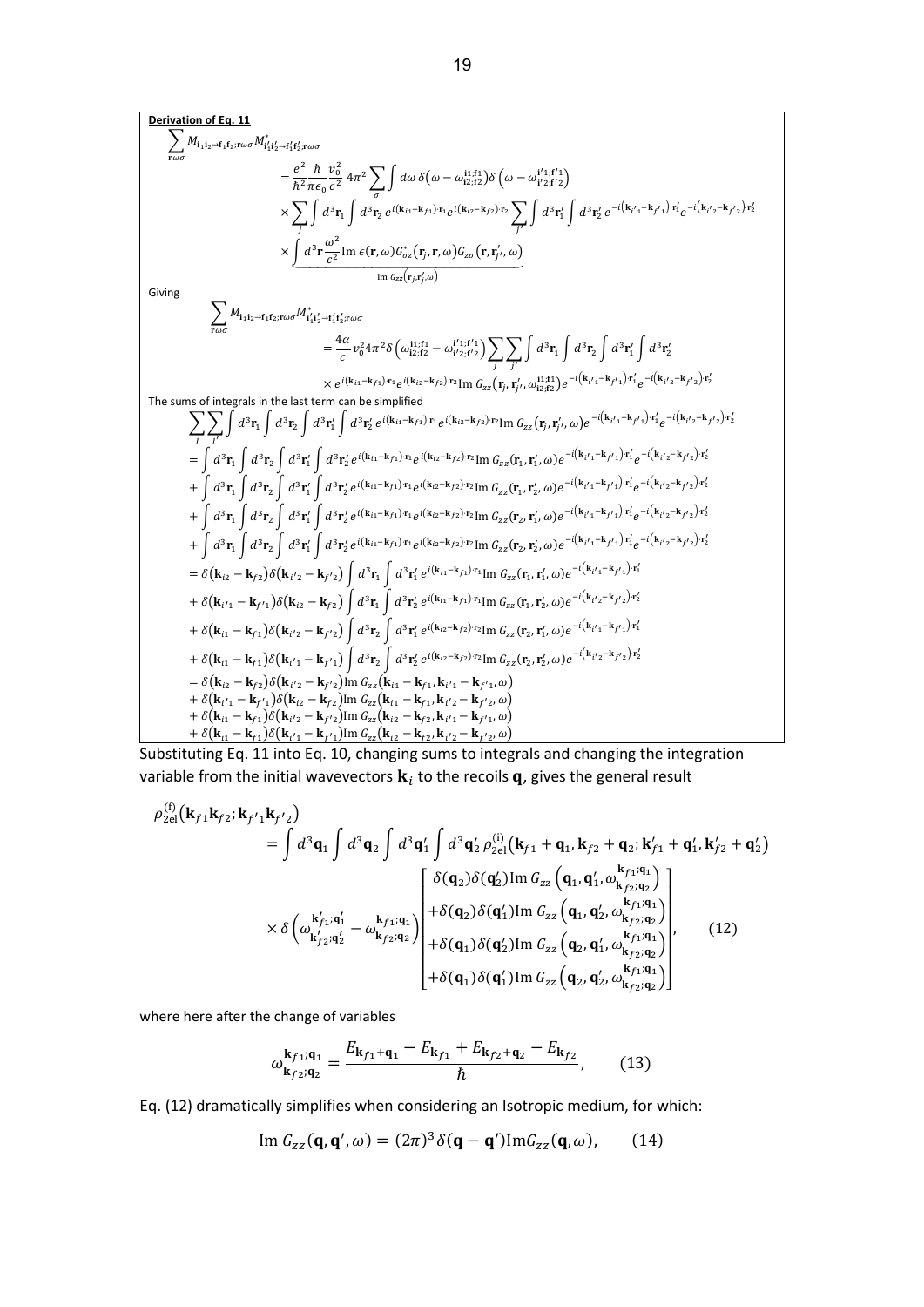**Derivation of Eq. 11**

$$
\begin{aligned}
\sum_{\mathbf{r}\omega\sigma} M_{\mathbf{i}_1\mathbf{i}_2\to\mathbf{f}_1\mathbf{f}_2;\mathbf{r}\omega\sigma} M^{*}_{\mathbf{i}'_1\mathbf{i}'_2\to\mathbf{f}'_1\mathbf{f}'_2;\mathbf{r}\omega\sigma}
&= \frac{e^2}{\hbar^2}\frac{\hbar}{\pi\epsilon_0}\frac{v_0^2}{c^2}\,4\pi^2 \sum_{\sigma}\int d\omega\,\delta\!\left(\omega-\omega^{\mathbf{i}1;\mathbf{f}1}_{\mathbf{i}2;\mathbf{f}2}\right)\delta\!\left(\omega-\omega^{\mathbf{i}'1;\mathbf{f}'1}_{\mathbf{i}'2;\mathbf{f}'2}\right)\\
&\times \sum_j \int d^3\mathbf{r}_1 \int d^3\mathbf{r}_2\, e^{i(\mathbf{k}_{i1}-\mathbf{k}_{f1})\cdot\mathbf{r}_1} e^{i(\mathbf{k}_{i2}-\mathbf{k}_{f2})\cdot\mathbf{r}_2} \sum_{j'}\int d^3\mathbf{r}'_1 \int d^3\mathbf{r}'_2\, e^{-i\left(\mathbf{k}_{i'1}-\mathbf{k}_{f'1}\right)\cdot\mathbf{r}'_1} e^{-i\left(\mathbf{k}_{i'2}-\mathbf{k}_{f'2}\right)\cdot\mathbf{r}'_2}\\
&\times \underbrace{\int d^3\mathbf{r}\frac{\omega^2}{c^2}\mathrm{Im}\,\epsilon(\mathbf{r},\omega)G^{*}_{\sigma z}\!\left(\mathbf{r}_j,\mathbf{r},\omega\right)G_{z\sigma}\!\left(\mathbf{r},\mathbf{r}'_{j'},\omega\right)}_{\mathrm{Im}\,G_{zz}\left(\mathbf{r}_j,\mathbf{r}'_{j'},\omega\right)}
\end{aligned}
$$

Giving

$$
\begin{aligned}
\sum_{\mathbf{r}\omega\sigma} M_{\mathbf{i}_1\mathbf{i}_2\to\mathbf{f}_1\mathbf{f}_2;\mathbf{r}\omega\sigma} M^{*}_{\mathbf{i}'_1\mathbf{i}'_2\to\mathbf{f}'_1\mathbf{f}'_2;\mathbf{r}\omega\sigma}
&= \frac{4\alpha}{c} v_0^2 4\pi^2 \delta\!\left(\omega^{\mathbf{i}1;\mathbf{f}1}_{\mathbf{i}2;\mathbf{f}2}-\omega^{\mathbf{i}'1;\mathbf{f}'1}_{\mathbf{i}'2;\mathbf{f}'2}\right)\sum_j\sum_{j'}\int d^3\mathbf{r}_1\int d^3\mathbf{r}_2\int d^3\mathbf{r}'_1\int d^3\mathbf{r}'_2\\
&\times e^{i(\mathbf{k}_{i1}-\mathbf{k}_{f1})\cdot\mathbf{r}_1} e^{i(\mathbf{k}_{i2}-\mathbf{k}_{f2})\cdot\mathbf{r}_2}\,\mathrm{Im}\,G_{zz}\!\left(\mathbf{r}_j,\mathbf{r}'_{j'},\omega^{\mathbf{i}1;\mathbf{f}1}_{\mathbf{i}2;\mathbf{f}2}\right) e^{-i\left(\mathbf{k}_{i'1}-\mathbf{k}_{f'1}\right)\cdot\mathbf{r}'_1} e^{-i\left(\mathbf{k}_{i'2}-\mathbf{k}_{f'2}\right)\cdot\mathbf{r}'_2}
\end{aligned}
$$

The sums of integrals in the last term can be simplified

$$
\begin{aligned}
&\sum_j\sum_{j'}\int d^3\mathbf{r}_1\int d^3\mathbf{r}_2\int d^3\mathbf{r}'_1\int d^3\mathbf{r}'_2\, e^{i(\mathbf{k}_{i1}-\mathbf{k}_{f1})\cdot\mathbf{r}_1} e^{i(\mathbf{k}_{i2}-\mathbf{k}_{f2})\cdot\mathbf{r}_2}\,\mathrm{Im}\,G_{zz}\!\left(\mathbf{r}_j,\mathbf{r}'_{j'},\omega\right) e^{-i\left(\mathbf{k}_{i'1}-\mathbf{k}_{f'1}\right)\cdot\mathbf{r}'_1} e^{-i\left(\mathbf{k}_{i'2}-\mathbf{k}_{f'2}\right)\cdot\mathbf{r}'_2}\\
&= \int d^3\mathbf{r}_1\int d^3\mathbf{r}_2\int d^3\mathbf{r}'_1\int d^3\mathbf{r}'_2\, e^{i(\mathbf{k}_{i1}-\mathbf{k}_{f1})\cdot\mathbf{r}_1} e^{i(\mathbf{k}_{i2}-\mathbf{k}_{f2})\cdot\mathbf{r}_2}\,\mathrm{Im}\,G_{zz}(\mathbf{r}_1,\mathbf{r}'_1,\omega) e^{-i\left(\mathbf{k}_{i'1}-\mathbf{k}_{f'1}\right)\cdot\mathbf{r}'_1} e^{-i\left(\mathbf{k}_{i'2}-\mathbf{k}_{f'2}\right)\cdot\mathbf{r}'_2}\\
&+ \int d^3\mathbf{r}_1\int d^3\mathbf{r}_2\int d^3\mathbf{r}'_1\int d^3\mathbf{r}'_2\, e^{i(\mathbf{k}_{i1}-\mathbf{k}_{f1})\cdot\mathbf{r}_1} e^{i(\mathbf{k}_{i2}-\mathbf{k}_{f2})\cdot\mathbf{r}_2}\,\mathrm{Im}\,G_{zz}(\mathbf{r}_1,\mathbf{r}'_2,\omega) e^{-i\left(\mathbf{k}_{i'1}-\mathbf{k}_{f'1}\right)\cdot\mathbf{r}'_1} e^{-i\left(\mathbf{k}_{i'2}-\mathbf{k}_{f'2}\right)\cdot\mathbf{r}'_2}\\
&+ \int d^3\mathbf{r}_1\int d^3\mathbf{r}_2\int d^3\mathbf{r}'_1\int d^3\mathbf{r}'_2\, e^{i(\mathbf{k}_{i1}-\mathbf{k}_{f1})\cdot\mathbf{r}_1} e^{i(\mathbf{k}_{i2}-\mathbf{k}_{f2})\cdot\mathbf{r}_2}\,\mathrm{Im}\,G_{zz}(\mathbf{r}_2,\mathbf{r}'_1,\omega) e^{-i\left(\mathbf{k}_{i'1}-\mathbf{k}_{f'1}\right)\cdot\mathbf{r}'_1} e^{-i\left(\mathbf{k}_{i'2}-\mathbf{k}_{f'2}\right)\cdot\mathbf{r}'_2}\\
&+ \int d^3\mathbf{r}_1\int d^3\mathbf{r}_2\int d^3\mathbf{r}'_1\int d^3\mathbf{r}'_2\, e^{i(\mathbf{k}_{i1}-\mathbf{k}_{f1})\cdot\mathbf{r}_1} e^{i(\mathbf{k}_{i2}-\mathbf{k}_{f2})\cdot\mathbf{r}_2}\,\mathrm{Im}\,G_{zz}(\mathbf{r}_2,\mathbf{r}'_2,\omega) e^{-i\left(\mathbf{k}_{i'1}-\mathbf{k}_{f'1}\right)\cdot\mathbf{r}'_1} e^{-i\left(\mathbf{k}_{i'2}-\mathbf{k}_{f'2}\right)\cdot\mathbf{r}'_2}\\
&= \delta(\mathbf{k}_{i2}-\mathbf{k}_{f2})\delta\!\left(\mathbf{k}_{i'2}-\mathbf{k}_{f'2}\right)\int d^3\mathbf{r}_1\int d^3\mathbf{r}'_1\, e^{i(\mathbf{k}_{i1}-\mathbf{k}_{f1})\cdot\mathbf{r}_1}\mathrm{Im}\,G_{zz}(\mathbf{r}_1,\mathbf{r}'_1,\omega)e^{-i\left(\mathbf{k}_{i'1}-\mathbf{k}_{f'1}\right)\cdot\mathbf{r}'_1}\\
&+ \delta\!\left(\mathbf{k}_{i'1}-\mathbf{k}_{f'1}\right)\delta(\mathbf{k}_{i2}-\mathbf{k}_{f2})\int d^3\mathbf{r}_1\int d^3\mathbf{r}'_2\, e^{i(\mathbf{k}_{i1}-\mathbf{k}_{f1})\cdot\mathbf{r}_1}\mathrm{Im}\,G_{zz}(\mathbf{r}_1,\mathbf{r}'_2,\omega)e^{-i\left(\mathbf{k}_{i'2}-\mathbf{k}_{f'2}\right)\cdot\mathbf{r}'_2}\\
&+ \delta(\mathbf{k}_{i1}-\mathbf{k}_{f1})\delta\!\left(\mathbf{k}_{i'2}-\mathbf{k}_{f'2}\right)\int d^3\mathbf{r}_2\int d^3\mathbf{r}'_1\, e^{i(\mathbf{k}_{i2}-\mathbf{k}_{f2})\cdot\mathbf{r}_2}\mathrm{Im}\,G_{zz}(\mathbf{r}_2,\mathbf{r}'_1,\omega)e^{-i\left(\mathbf{k}_{i'1}-\mathbf{k}_{f'1}\right)\cdot\mathbf{r}'_1}\\
&+ \delta(\mathbf{k}_{i1}-\mathbf{k}_{f1})\delta\!\left(\mathbf{k}_{i'1}-\mathbf{k}_{f'1}\right)\int d^3\mathbf{r}_2\int d^3\mathbf{r}'_2\, e^{i(\mathbf{k}_{i2}-\mathbf{k}_{f2})\cdot\mathbf{r}_2}\mathrm{Im}\,G_{zz}(\mathbf{r}_2,\mathbf{r}'_2,\omega)e^{-i\left(\mathbf{k}_{i'2}-\mathbf{k}_{f'2}\right)\cdot\mathbf{r}'_2}\\
&= \delta(\mathbf{k}_{i2}-\mathbf{k}_{f2})\delta\!\left(\mathbf{k}_{i'2}-\mathbf{k}_{f'2}\right)\mathrm{Im}\,G_{zz}\!\left(\mathbf{k}_{i1}-\mathbf{k}_{f1},\mathbf{k}_{i'1}-\mathbf{k}_{f'1},\omega\right)\\
&+ \delta\!\left(\mathbf{k}_{i'1}-\mathbf{k}_{f'1}\right)\delta(\mathbf{k}_{i2}-\mathbf{k}_{f2})\mathrm{Im}\,G_{zz}\!\left(\mathbf{k}_{i1}-\mathbf{k}_{f1},\mathbf{k}_{i'2}-\mathbf{k}_{f'2},\omega\right)\\
&+ \delta(\mathbf{k}_{i1}-\mathbf{k}_{f1})\delta\!\left(\mathbf{k}_{i'2}-\mathbf{k}_{f'2}\right)\mathrm{Im}\,G_{zz}\!\left(\mathbf{k}_{i2}-\mathbf{k}_{f2},\mathbf{k}_{i'1}-\mathbf{k}_{f'1},\omega\right)\\
&+ \delta(\mathbf{k}_{i1}-\mathbf{k}_{f1})\delta\!\left(\mathbf{k}_{i'1}-\mathbf{k}_{f'1}\right)\mathrm{Im}\,G_{zz}\!\left(\mathbf{k}_{i2}-\mathbf{k}_{f2},\mathbf{k}_{i'2}-\mathbf{k}_{f'2},\omega\right)
\end{aligned}
$$

Substituting Eq. 11 into Eq. 10, changing sums to integrals and changing the integration variable from the initial wavevectors $\mathbf{k}_i$ to the recoils $\mathbf{q}$, gives the general result

$$
\begin{aligned}
\rho^{(\mathrm{f})}_{2\mathrm{el}}\!\left(\mathbf{k}_{f1}\mathbf{k}_{f2};\mathbf{k}_{f'1}\mathbf{k}_{f'2}\right)
&= \int d^3\mathbf{q}_1\int d^3\mathbf{q}_2\int d^3\mathbf{q}'_1\int d^3\mathbf{q}'_2\,\rho^{(\mathrm{i})}_{2\mathrm{el}}\!\left(\mathbf{k}_{f1}+\mathbf{q}_1,\mathbf{k}_{f2}+\mathbf{q}_2;\mathbf{k}'_{f1}+\mathbf{q}'_1,\mathbf{k}'_{f2}+\mathbf{q}'_2\right)\\
&\times\delta\!\left(\omega^{\mathbf{k}'_{f1};\mathbf{q}'_1}_{\mathbf{k}'_{f2};\mathbf{q}'_2}-\omega^{\mathbf{k}_{f1};\mathbf{q}_1}_{\mathbf{k}_{f2};\mathbf{q}_2}\right)
\begin{bmatrix}
\delta(\mathbf{q}_2)\delta(\mathbf{q}'_2)\mathrm{Im}\,G_{zz}\!\left(\mathbf{q}_1,\mathbf{q}'_1,\omega^{\mathbf{k}_{f1};\mathbf{q}_1}_{\mathbf{k}_{f2};\mathbf{q}_2}\right)\\
+\delta(\mathbf{q}_2)\delta(\mathbf{q}'_1)\mathrm{Im}\,G_{zz}\!\left(\mathbf{q}_1,\mathbf{q}'_2,\omega^{\mathbf{k}_{f1};\mathbf{q}_1}_{\mathbf{k}_{f2};\mathbf{q}_2}\right)\\
+\delta(\mathbf{q}_1)\delta(\mathbf{q}'_2)\mathrm{Im}\,G_{zz}\!\left(\mathbf{q}_2,\mathbf{q}'_1,\omega^{\mathbf{k}_{f1};\mathbf{q}_1}_{\mathbf{k}_{f2};\mathbf{q}_2}\right)\\
+\delta(\mathbf{q}_1)\delta(\mathbf{q}'_1)\mathrm{Im}\,G_{zz}\!\left(\mathbf{q}_2,\mathbf{q}'_2,\omega^{\mathbf{k}_{f1};\mathbf{q}_1}_{\mathbf{k}_{f2};\mathbf{q}_2}\right)
\end{bmatrix},
\end{aligned}
\qquad (12)
$$

where here after the change of variables

$$
\omega^{\mathbf{k}_{f1};\mathbf{q}_1}_{\mathbf{k}_{f2};\mathbf{q}_2} = \frac{E_{\mathbf{k}_{f1}+\mathbf{q}_1}-E_{\mathbf{k}_{f1}}+E_{\mathbf{k}_{f2}+\mathbf{q}_2}-E_{\mathbf{k}_{f2}}}{\hbar}, \qquad (13)
$$

Eq. (12) dramatically simplifies when considering an Isotropic medium, for which:

$$
\mathrm{Im}\,G_{zz}(\mathbf{q},\mathbf{q}',\omega) = (2\pi)^3\delta(\mathbf{q}-\mathbf{q}')\mathrm{Im}G_{zz}(\mathbf{q},\omega), \qquad (14)
$$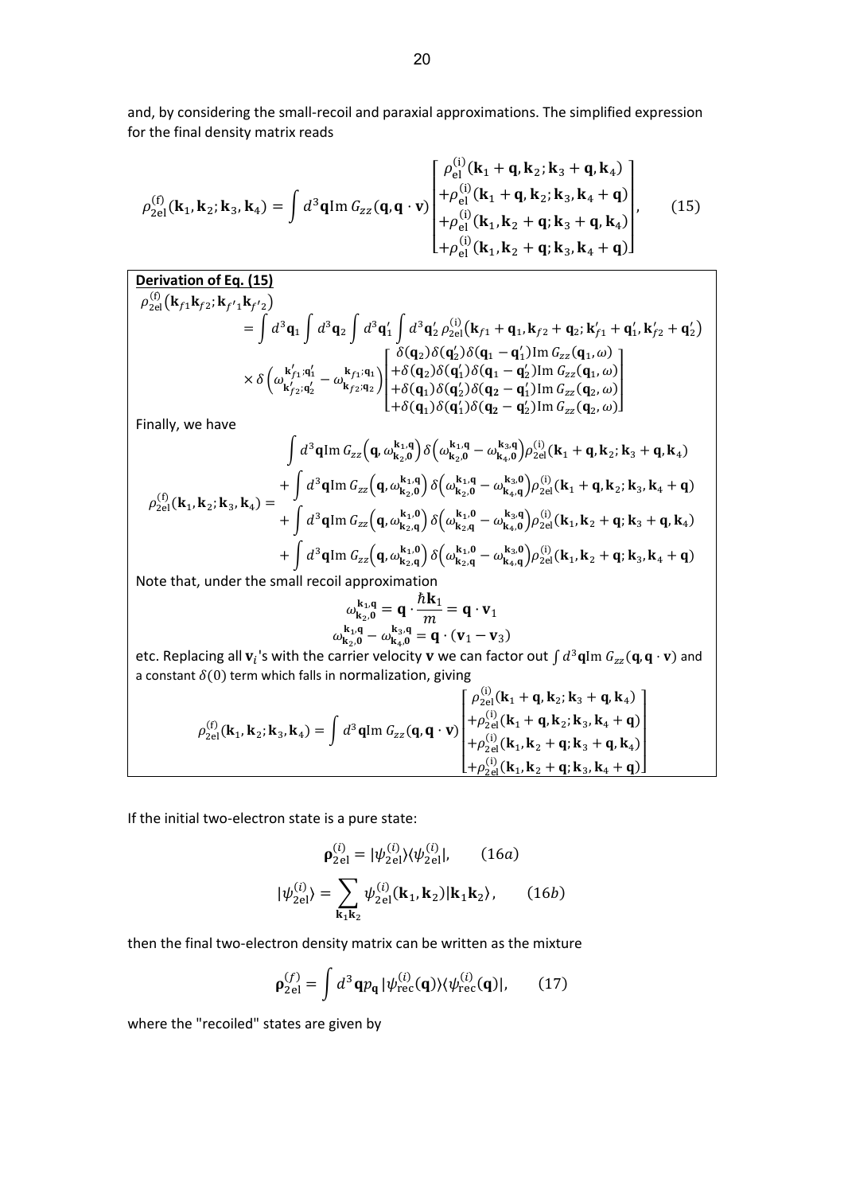and, by considering the small-recoil and paraxial approximations. The simplified expression for the final density matrix reads

$$
\rho_{2\mathrm{el}}^{(\mathrm{f})}(\mathbf{k}_1,\mathbf{k}_2;\mathbf{k}_3,\mathbf{k}_4) = \int d^3\mathbf{q}\,\mathrm{Im}\,G_{zz}(\mathbf{q},\mathbf{q}\cdot\mathbf{v}) \begin{bmatrix} \rho_{\mathrm{el}}^{(\mathrm{i})}(\mathbf{k}_1+\mathbf{q},\mathbf{k}_2;\mathbf{k}_3+\mathbf{q},\mathbf{k}_4) \\ +\rho_{\mathrm{el}}^{(\mathrm{i})}(\mathbf{k}_1+\mathbf{q},\mathbf{k}_2;\mathbf{k}_3,\mathbf{k}_4+\mathbf{q}) \\ +\rho_{\mathrm{el}}^{(\mathrm{i})}(\mathbf{k}_1,\mathbf{k}_2+\mathbf{q};\mathbf{k}_3+\mathbf{q},\mathbf{k}_4) \\ +\rho_{\mathrm{el}}^{(\mathrm{i})}(\mathbf{k}_1,\mathbf{k}_2+\mathbf{q};\mathbf{k}_3,\mathbf{k}_4+\mathbf{q}) \end{bmatrix}, \qquad (15)
$$

**Derivation of Eq. (15)**

$$
\begin{aligned}
\rho_{2\mathrm{el}}^{(\mathrm{f})}(\mathbf{k}_{f1}\mathbf{k}_{f2};\mathbf{k}_{f'1}\mathbf{k}_{f'2}) &= \int d^3\mathbf{q}_1 \int d^3\mathbf{q}_2 \int d^3\mathbf{q}_1' \int d^3\mathbf{q}_2'\, \rho_{2\mathrm{el}}^{(\mathrm{i})}(\mathbf{k}_{f1}+\mathbf{q}_1,\mathbf{k}_{f2}+\mathbf{q}_2;\mathbf{k}_{f1}'+\mathbf{q}_1',\mathbf{k}_{f2}'+\mathbf{q}_2') \\
&\times \delta\left(\omega_{\mathbf{k}_{f2}';\mathbf{q}_2'}^{\mathbf{k}_{f1}';\mathbf{q}_1'} - \omega_{\mathbf{k}_{f2};\mathbf{q}_2}^{\mathbf{k}_{f1};\mathbf{q}_1}\right) \begin{bmatrix} \delta(\mathbf{q}_2)\delta(\mathbf{q}_2')\delta(\mathbf{q}_1-\mathbf{q}_1')\mathrm{Im}\,G_{zz}(\mathbf{q}_1,\omega) \\ +\delta(\mathbf{q}_2)\delta(\mathbf{q}_1')\delta(\mathbf{q}_1-\mathbf{q}_2')\mathrm{Im}\,G_{zz}(\mathbf{q}_1,\omega) \\ +\delta(\mathbf{q}_1)\delta(\mathbf{q}_2')\delta(\mathbf{q}_2-\mathbf{q}_1')\mathrm{Im}\,G_{zz}(\mathbf{q}_2,\omega) \\ +\delta(\mathbf{q}_1)\delta(\mathbf{q}_1')\delta(\mathbf{q}_2-\mathbf{q}_2')\mathrm{Im}\,G_{zz}(\mathbf{q}_2,\omega) \end{bmatrix}
\end{aligned}
$$

Finally, we have

$$
\begin{aligned}
\rho_{2\mathrm{el}}^{(\mathrm{f})}(\mathbf{k}_1,\mathbf{k}_2;\mathbf{k}_3,\mathbf{k}_4) = &\int d^3\mathbf{q}\,\mathrm{Im}\,G_{zz}\left(\mathbf{q},\omega_{\mathbf{k}_2,\mathbf{0}}^{\mathbf{k}_1,\mathbf{q}}\right)\delta\left(\omega_{\mathbf{k}_2,\mathbf{0}}^{\mathbf{k}_1,\mathbf{q}} - \omega_{\mathbf{k}_4,\mathbf{0}}^{\mathbf{k}_3,\mathbf{q}}\right)\rho_{2\mathrm{el}}^{(\mathrm{i})}(\mathbf{k}_1+\mathbf{q},\mathbf{k}_2;\mathbf{k}_3+\mathbf{q},\mathbf{k}_4) \\
&+\int d^3\mathbf{q}\,\mathrm{Im}\,G_{zz}\left(\mathbf{q},\omega_{\mathbf{k}_2,\mathbf{0}}^{\mathbf{k}_1,\mathbf{q}}\right)\delta\left(\omega_{\mathbf{k}_2,\mathbf{0}}^{\mathbf{k}_1,\mathbf{q}} - \omega_{\mathbf{k}_4,\mathbf{q}}^{\mathbf{k}_3,\mathbf{0}}\right)\rho_{2\mathrm{el}}^{(\mathrm{i})}(\mathbf{k}_1+\mathbf{q},\mathbf{k}_2;\mathbf{k}_3,\mathbf{k}_4+\mathbf{q}) \\
&+\int d^3\mathbf{q}\,\mathrm{Im}\,G_{zz}\left(\mathbf{q},\omega_{\mathbf{k}_2,\mathbf{q}}^{\mathbf{k}_1,\mathbf{0}}\right)\delta\left(\omega_{\mathbf{k}_2,\mathbf{q}}^{\mathbf{k}_1,\mathbf{0}} - \omega_{\mathbf{k}_4,\mathbf{0}}^{\mathbf{k}_3,\mathbf{q}}\right)\rho_{2\mathrm{el}}^{(\mathrm{i})}(\mathbf{k}_1,\mathbf{k}_2+\mathbf{q};\mathbf{k}_3+\mathbf{q},\mathbf{k}_4) \\
&+\int d^3\mathbf{q}\,\mathrm{Im}\,G_{zz}\left(\mathbf{q},\omega_{\mathbf{k}_2,\mathbf{q}}^{\mathbf{k}_1,\mathbf{0}}\right)\delta\left(\omega_{\mathbf{k}_2,\mathbf{q}}^{\mathbf{k}_1,\mathbf{0}} - \omega_{\mathbf{k}_4,\mathbf{q}}^{\mathbf{k}_3,\mathbf{0}}\right)\rho_{2\mathrm{el}}^{(\mathrm{i})}(\mathbf{k}_1,\mathbf{k}_2+\mathbf{q};\mathbf{k}_3,\mathbf{k}_4+\mathbf{q})
\end{aligned}
$$

Note that, under the small recoil approximation

$$
\omega_{\mathbf{k}_2,\mathbf{0}}^{\mathbf{k}_1,\mathbf{q}} = \mathbf{q}\cdot\frac{\hbar\mathbf{k}_1}{m} = \mathbf{q}\cdot\mathbf{v}_1
$$

$$
\omega_{\mathbf{k}_2,\mathbf{0}}^{\mathbf{k}_1,\mathbf{q}} - \omega_{\mathbf{k}_4,\mathbf{0}}^{\mathbf{k}_3,\mathbf{q}} = \mathbf{q}\cdot(\mathbf{v}_1-\mathbf{v}_3)
$$

etc. Replacing all $\mathbf{v}_i$'s with the carrier velocity $\mathbf{v}$ we can factor out $\int d^3\mathbf{q}\,\mathrm{Im}\,G_{zz}(\mathbf{q},\mathbf{q}\cdot\mathbf{v})$ and a constant $\delta(0)$ term which falls in normalization, giving

$$
\rho_{2\mathrm{el}}^{(\mathrm{f})}(\mathbf{k}_1,\mathbf{k}_2;\mathbf{k}_3,\mathbf{k}_4) = \int d^3\mathbf{q}\,\mathrm{Im}\,G_{zz}(\mathbf{q},\mathbf{q}\cdot\mathbf{v}) \begin{bmatrix} \rho_{2\mathrm{el}}^{(\mathrm{i})}(\mathbf{k}_1+\mathbf{q},\mathbf{k}_2;\mathbf{k}_3+\mathbf{q},\mathbf{k}_4) \\ +\rho_{2\mathrm{el}}^{(\mathrm{i})}(\mathbf{k}_1+\mathbf{q},\mathbf{k}_2;\mathbf{k}_3,\mathbf{k}_4+\mathbf{q}) \\ +\rho_{2\mathrm{el}}^{(\mathrm{i})}(\mathbf{k}_1,\mathbf{k}_2+\mathbf{q};\mathbf{k}_3+\mathbf{q},\mathbf{k}_4) \\ +\rho_{2\mathrm{el}}^{(\mathrm{i})}(\mathbf{k}_1,\mathbf{k}_2+\mathbf{q};\mathbf{k}_3,\mathbf{k}_4+\mathbf{q}) \end{bmatrix}
$$

If the initial two-electron state is a pure state:

$$
\boldsymbol{\rho}_{2\mathrm{el}}^{(i)} = |\psi_{2\mathrm{el}}^{(i)}\rangle\langle\psi_{2\mathrm{el}}^{(i)}|, \qquad (16a)
$$

$$
|\psi_{2\mathrm{el}}^{(i)}\rangle = \sum_{\mathbf{k}_1\mathbf{k}_2} \psi_{2\mathrm{el}}^{(i)}(\mathbf{k}_1,\mathbf{k}_2)|\mathbf{k}_1\mathbf{k}_2\rangle, \qquad (16b)
$$

then the final two-electron density matrix can be written as the mixture

$$
\boldsymbol{\rho}_{2\mathrm{el}}^{(f)} = \int d^3\mathbf{q}\, p_{\mathbf{q}}\, |\psi_{\mathrm{rec}}^{(i)}(\mathbf{q})\rangle\langle\psi_{\mathrm{rec}}^{(i)}(\mathbf{q})|, \qquad (17)
$$

where the "recoiled" states are given by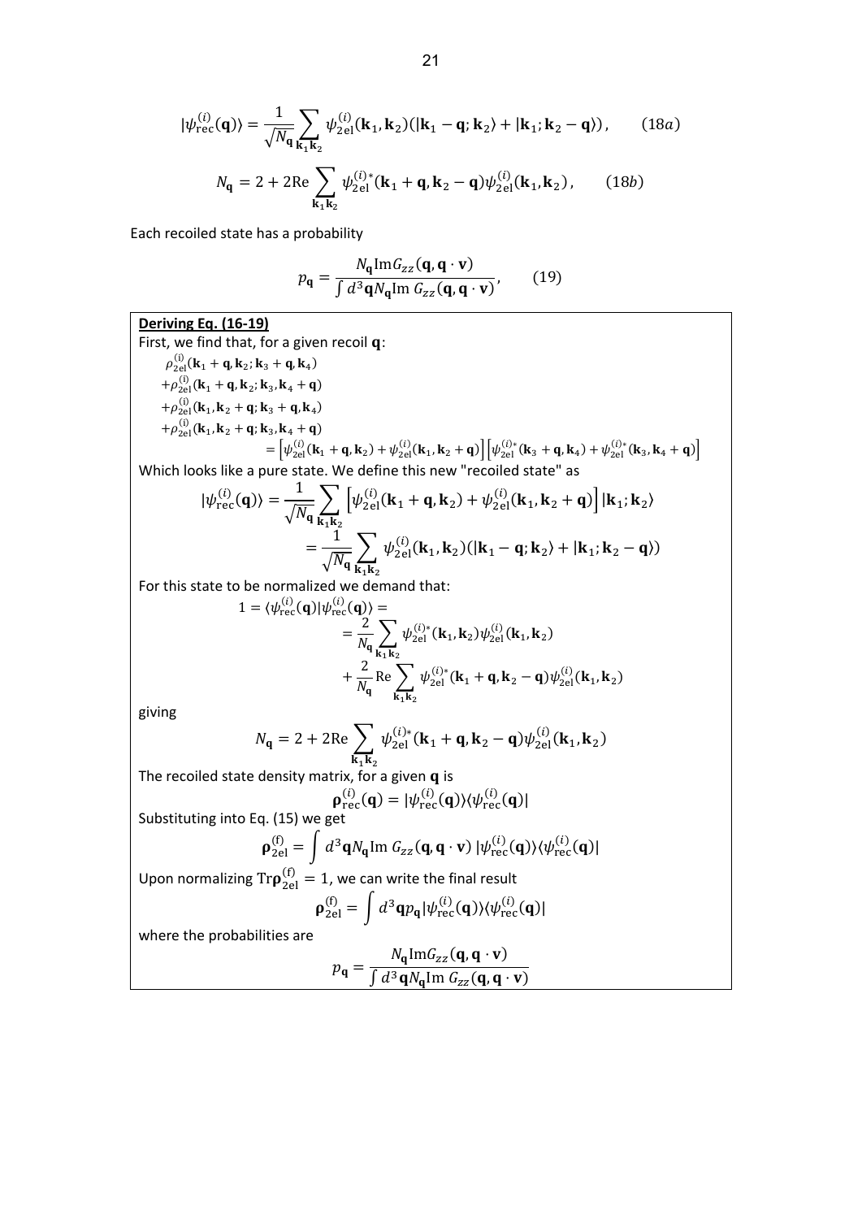$$|\psi_{\rm rec}^{(i)}(\mathbf{q})\rangle = \frac{1}{\sqrt{N_{\mathbf{q}}}}\sum_{\mathbf{k}_1\mathbf{k}_2}\psi_{\rm 2el}^{(i)}(\mathbf{k}_1,\mathbf{k}_2)\left(|\mathbf{k}_1-\mathbf{q};\mathbf{k}_2\rangle + |\mathbf{k}_1;\mathbf{k}_2-\mathbf{q}\rangle\right), \qquad (18a)$$

$$N_{\mathbf{q}} = 2 + 2\mathrm{Re}\sum_{\mathbf{k}_1\mathbf{k}_2}\psi_{\rm 2el}^{(i)*}(\mathbf{k}_1+\mathbf{q},\mathbf{k}_2-\mathbf{q})\psi_{\rm 2el}^{(i)}(\mathbf{k}_1,\mathbf{k}_2), \qquad (18b)$$

Each recoiled state has a probability

$$p_{\mathbf{q}} = \frac{N_{\mathbf{q}}\mathrm{Im}G_{zz}(\mathbf{q},\mathbf{q}\cdot\mathbf{v})}{\int d^3\mathbf{q}N_{\mathbf{q}}\mathrm{Im}\, G_{zz}(\mathbf{q},\mathbf{q}\cdot\mathbf{v})}, \qquad (19)$$

**Deriving Eq. (16-19)**

First, we find that, for a given recoil $\mathbf{q}$:

$$\begin{aligned}
&\rho_{\rm 2el}^{(i)}(\mathbf{k}_1+\mathbf{q},\mathbf{k}_2;\mathbf{k}_3+\mathbf{q},\mathbf{k}_4) \\
&+\rho_{\rm 2el}^{(i)}(\mathbf{k}_1+\mathbf{q},\mathbf{k}_2;\mathbf{k}_3,\mathbf{k}_4+\mathbf{q}) \\
&+\rho_{\rm 2el}^{(i)}(\mathbf{k}_1,\mathbf{k}_2+\mathbf{q};\mathbf{k}_3+\mathbf{q},\mathbf{k}_4) \\
&+\rho_{\rm 2el}^{(i)}(\mathbf{k}_1,\mathbf{k}_2+\mathbf{q};\mathbf{k}_3,\mathbf{k}_4+\mathbf{q}) \\
&\qquad = \left[\psi_{\rm 2el}^{(i)}(\mathbf{k}_1+\mathbf{q},\mathbf{k}_2)+\psi_{\rm 2el}^{(i)}(\mathbf{k}_1,\mathbf{k}_2+\mathbf{q})\right]\left[\psi_{\rm 2el}^{(i)*}(\mathbf{k}_3+\mathbf{q},\mathbf{k}_4)+\psi_{\rm 2el}^{(i)*}(\mathbf{k}_3,\mathbf{k}_4+\mathbf{q})\right]
\end{aligned}$$

Which looks like a pure state. We define this new "recoiled state" as

$$\begin{aligned}
|\psi_{\rm rec}^{(i)}(\mathbf{q})\rangle &= \frac{1}{\sqrt{N_{\mathbf{q}}}}\sum_{\mathbf{k}_1\mathbf{k}_2}\left[\psi_{\rm 2el}^{(i)}(\mathbf{k}_1+\mathbf{q},\mathbf{k}_2)+\psi_{\rm 2el}^{(i)}(\mathbf{k}_1,\mathbf{k}_2+\mathbf{q})\right]|\mathbf{k}_1;\mathbf{k}_2\rangle \\
&= \frac{1}{\sqrt{N_{\mathbf{q}}}}\sum_{\mathbf{k}_1\mathbf{k}_2}\psi_{\rm 2el}^{(i)}(\mathbf{k}_1,\mathbf{k}_2)\left(|\mathbf{k}_1-\mathbf{q};\mathbf{k}_2\rangle+|\mathbf{k}_1;\mathbf{k}_2-\mathbf{q}\rangle\right)
\end{aligned}$$

For this state to be normalized we demand that:

$$\begin{aligned}
1 = \langle\psi_{\rm rec}^{(i)}(\mathbf{q})|\psi_{\rm rec}^{(i)}(\mathbf{q})\rangle &= \\
&= \frac{2}{N_{\mathbf{q}}}\sum_{\mathbf{k}_1\mathbf{k}_2}\psi_{\rm 2el}^{(i)*}(\mathbf{k}_1,\mathbf{k}_2)\psi_{\rm 2el}^{(i)}(\mathbf{k}_1,\mathbf{k}_2) \\
&+ \frac{2}{N_{\mathbf{q}}}\mathrm{Re}\sum_{\mathbf{k}_1\mathbf{k}_2}\psi_{\rm 2el}^{(i)*}(\mathbf{k}_1+\mathbf{q},\mathbf{k}_2-\mathbf{q})\psi_{\rm 2el}^{(i)}(\mathbf{k}_1,\mathbf{k}_2)
\end{aligned}$$

giving

$$N_{\mathbf{q}} = 2 + 2\mathrm{Re}\sum_{\mathbf{k}_1\mathbf{k}_2}\psi_{\rm 2el}^{(i)*}(\mathbf{k}_1+\mathbf{q},\mathbf{k}_2-\mathbf{q})\psi_{\rm 2el}^{(i)}(\mathbf{k}_1,\mathbf{k}_2)$$

The recoiled state density matrix, for a given $\mathbf{q}$ is

$$\boldsymbol{\rho}_{\rm rec}^{(i)}(\mathbf{q}) = |\psi_{\rm rec}^{(i)}(\mathbf{q})\rangle\langle\psi_{\rm rec}^{(i)}(\mathbf{q})|$$

Substituting into Eq. (15) we get

$$\boldsymbol{\rho}_{\rm 2el}^{(f)} = \int d^3\mathbf{q}N_{\mathbf{q}}\mathrm{Im}\, G_{zz}(\mathbf{q},\mathbf{q}\cdot\mathbf{v})\,|\psi_{\rm rec}^{(i)}(\mathbf{q})\rangle\langle\psi_{\rm rec}^{(i)}(\mathbf{q})|$$

Upon normalizing $\mathrm{Tr}\boldsymbol{\rho}_{\rm 2el}^{(f)} = 1$, we can write the final result

$$\boldsymbol{\rho}_{\rm 2el}^{(f)} = \int d^3\mathbf{q}p_{\mathbf{q}}|\psi_{\rm rec}^{(i)}(\mathbf{q})\rangle\langle\psi_{\rm rec}^{(i)}(\mathbf{q})|$$

where the probabilities are

$$p_{\mathbf{q}} = \frac{N_{\mathbf{q}}\mathrm{Im}G_{zz}(\mathbf{q},\mathbf{q}\cdot\mathbf{v})}{\int d^3\mathbf{q}N_{\mathbf{q}}\mathrm{Im}\, G_{zz}(\mathbf{q},\mathbf{q}\cdot\mathbf{v})}$$